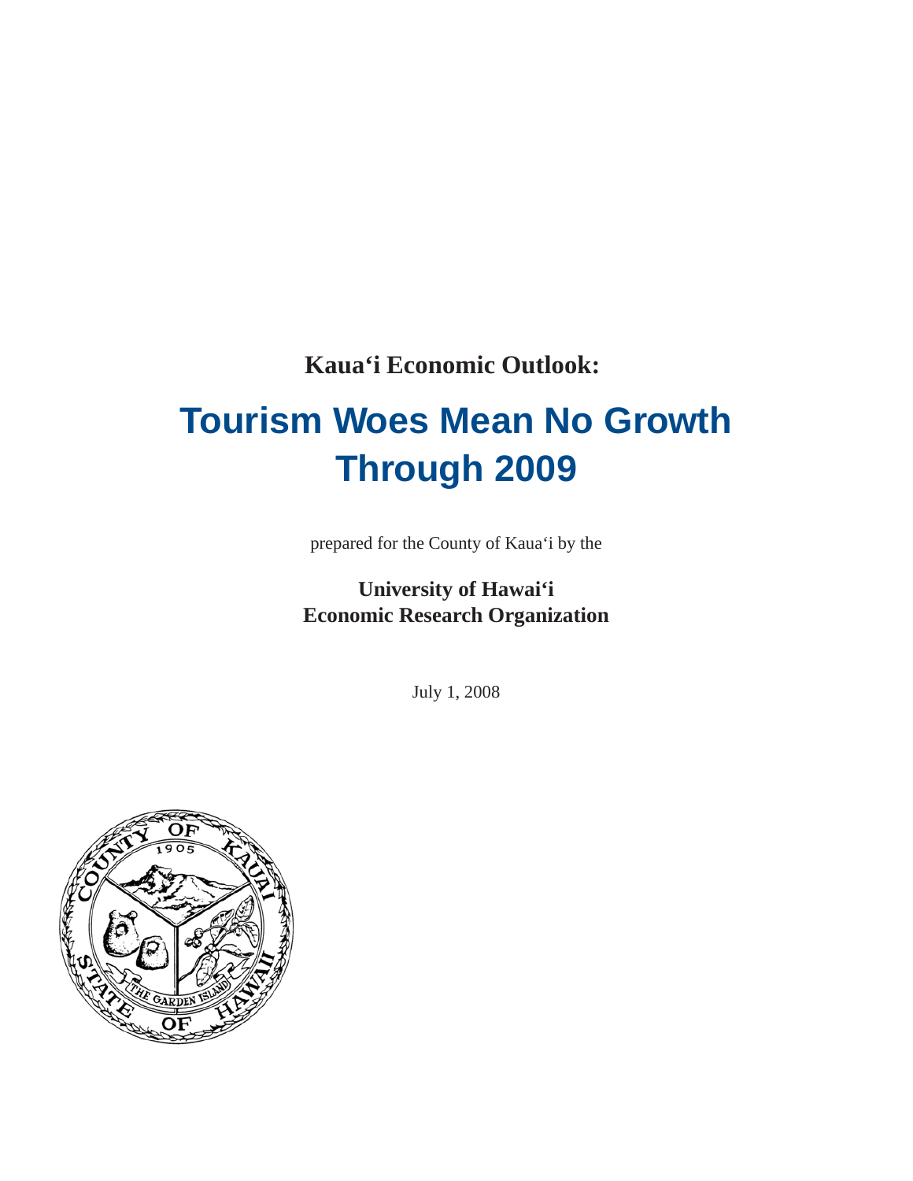**Kaua'i Economic Outlook:**

# Tourism Woes Mean No Growth Through 2009

prepared for the County of Kaua'i by the

**University of Hawai'i**
**Economic Research Organization**

July 1, 2008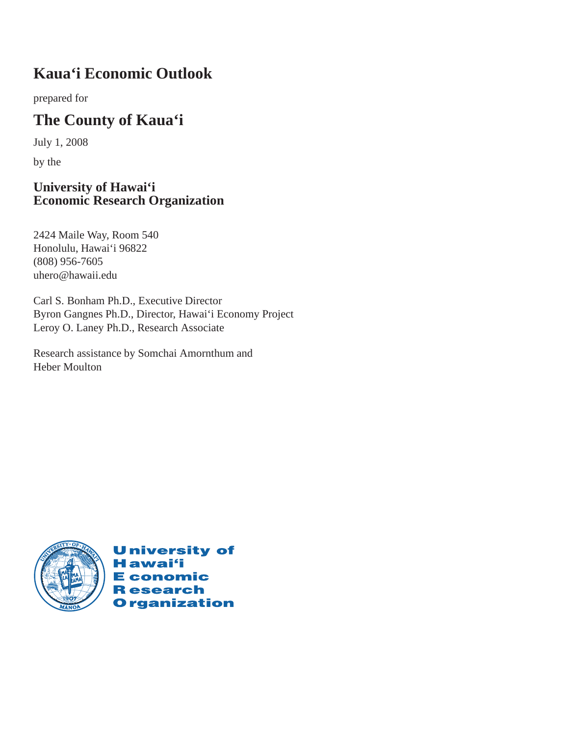# Kaua'i Economic Outlook

prepared for

## The County of Kaua'i

July 1, 2008

by the

**University of Hawai'i**
**Economic Research Organization**

2424 Maile Way, Room 540
Honolulu, Hawai'i 96822
(808) 956-7605
uhero@hawaii.edu

Carl S. Bonham Ph.D., Executive Director
Byron Gangnes Ph.D., Director, Hawai'i Economy Project
Leroy O. Laney Ph.D., Research Associate

Research assistance by Somchai Amornthum and
Heber Moulton

University of Hawai'i Economic Research Organization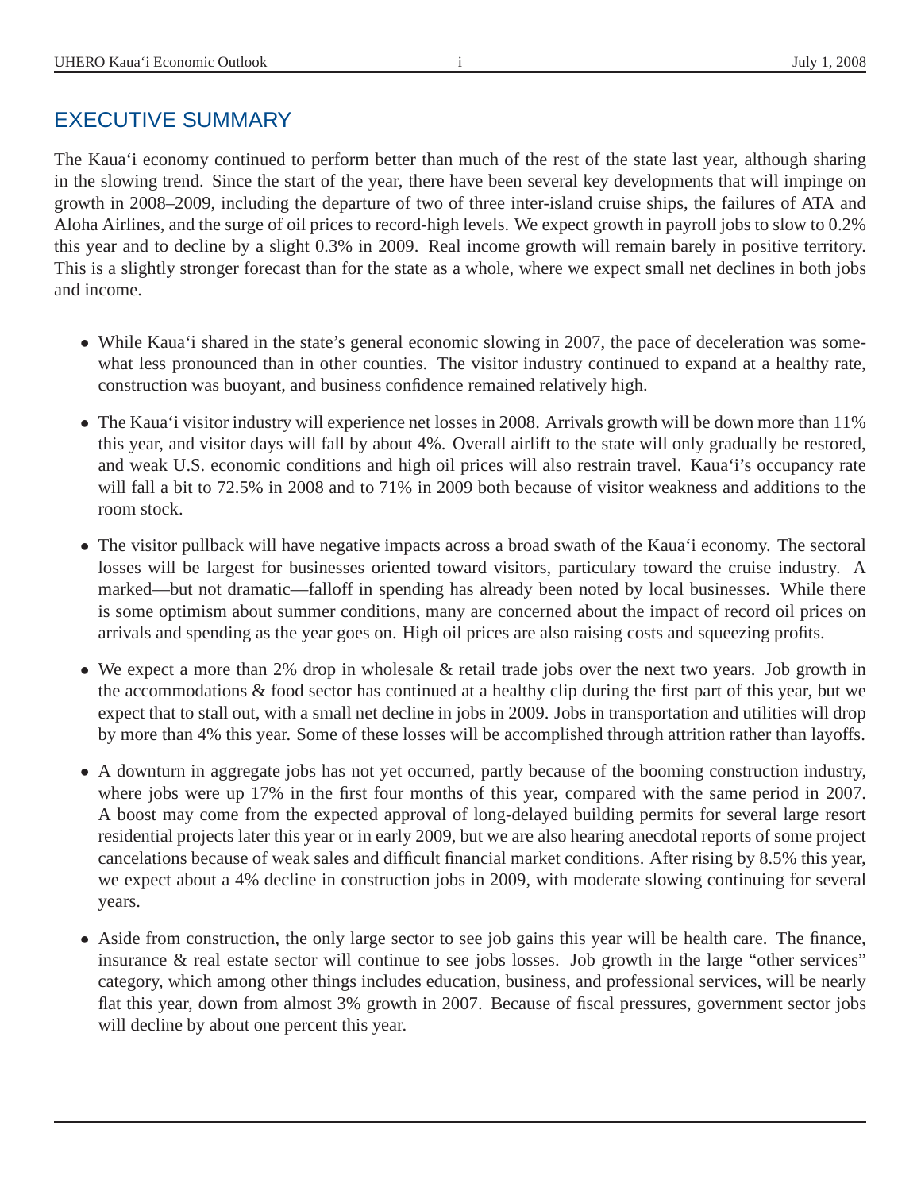## EXECUTIVE SUMMARY

The Kaua‘i economy continued to perform better than much of the rest of the state last year, although sharing in the slowing trend. Since the start of the year, there have been several key developments that will impinge on growth in 2008–2009, including the departure of two of three inter-island cruise ships, the failures of ATA and Aloha Airlines, and the surge of oil prices to record-high levels. We expect growth in payroll jobs to slow to 0.2% this year and to decline by a slight 0.3% in 2009. Real income growth will remain barely in positive territory. This is a slightly stronger forecast than for the state as a whole, where we expect small net declines in both jobs and income.

- While Kaua‘i shared in the state's general economic slowing in 2007, the pace of deceleration was somewhat less pronounced than in other counties. The visitor industry continued to expand at a healthy rate, construction was buoyant, and business confidence remained relatively high.

- The Kaua‘i visitor industry will experience net losses in 2008. Arrivals growth will be down more than 11% this year, and visitor days will fall by about 4%. Overall airlift to the state will only gradually be restored, and weak U.S. economic conditions and high oil prices will also restrain travel. Kaua‘i's occupancy rate will fall a bit to 72.5% in 2008 and to 71% in 2009 both because of visitor weakness and additions to the room stock.

- The visitor pullback will have negative impacts across a broad swath of the Kaua‘i economy. The sectoral losses will be largest for businesses oriented toward visitors, particulary toward the cruise industry. A marked—but not dramatic—falloff in spending has already been noted by local businesses. While there is some optimism about summer conditions, many are concerned about the impact of record oil prices on arrivals and spending as the year goes on. High oil prices are also raising costs and squeezing profits.

- We expect a more than 2% drop in wholesale & retail trade jobs over the next two years. Job growth in the accommodations & food sector has continued at a healthy clip during the first part of this year, but we expect that to stall out, with a small net decline in jobs in 2009. Jobs in transportation and utilities will drop by more than 4% this year. Some of these losses will be accomplished through attrition rather than layoffs.

- A downturn in aggregate jobs has not yet occurred, partly because of the booming construction industry, where jobs were up 17% in the first four months of this year, compared with the same period in 2007. A boost may come from the expected approval of long-delayed building permits for several large resort residential projects later this year or in early 2009, but we are also hearing anecdotal reports of some project cancelations because of weak sales and difficult financial market conditions. After rising by 8.5% this year, we expect about a 4% decline in construction jobs in 2009, with moderate slowing continuing for several years.

- Aside from construction, the only large sector to see job gains this year will be health care. The finance, insurance & real estate sector will continue to see jobs losses. Job growth in the large "other services" category, which among other things includes education, business, and professional services, will be nearly flat this year, down from almost 3% growth in 2007. Because of fiscal pressures, government sector jobs will decline by about one percent this year.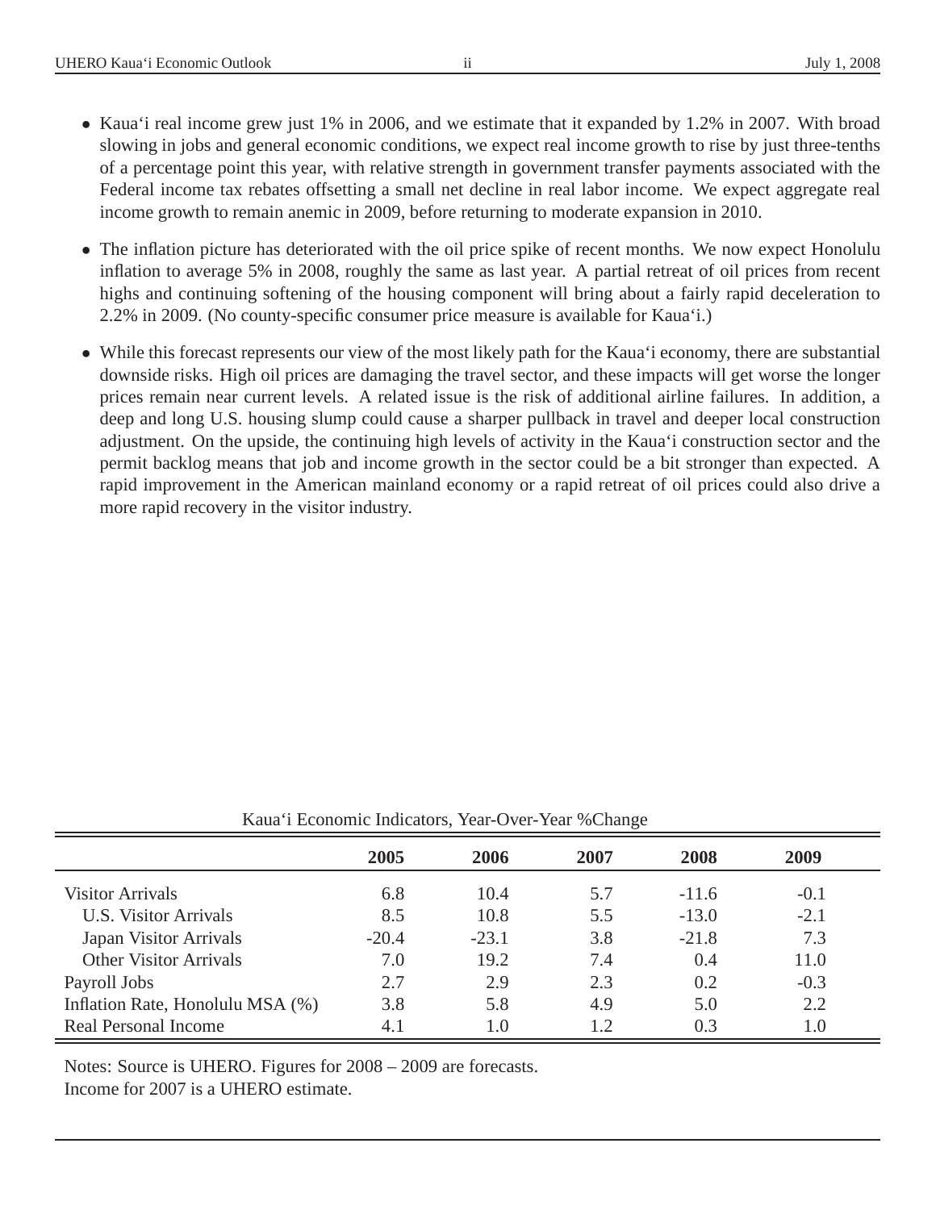- Kaua‘i real income grew just 1% in 2006, and we estimate that it expanded by 1.2% in 2007. With broad slowing in jobs and general economic conditions, we expect real income growth to rise by just three-tenths of a percentage point this year, with relative strength in government transfer payments associated with the Federal income tax rebates offsetting a small net decline in real labor income. We expect aggregate real income growth to remain anemic in 2009, before returning to moderate expansion in 2010.

- The inflation picture has deteriorated with the oil price spike of recent months. We now expect Honolulu inflation to average 5% in 2008, roughly the same as last year. A partial retreat of oil prices from recent highs and continuing softening of the housing component will bring about a fairly rapid deceleration to 2.2% in 2009. (No county-specific consumer price measure is available for Kaua‘i.)

- While this forecast represents our view of the most likely path for the Kaua‘i economy, there are substantial downside risks. High oil prices are damaging the travel sector, and these impacts will get worse the longer prices remain near current levels. A related issue is the risk of additional airline failures. In addition, a deep and long U.S. housing slump could cause a sharper pullback in travel and deeper local construction adjustment. On the upside, the continuing high levels of activity in the Kaua‘i construction sector and the permit backlog means that job and income growth in the sector could be a bit stronger than expected. A rapid improvement in the American mainland economy or a rapid retreat of oil prices could also drive a more rapid recovery in the visitor industry.

Kaua‘i Economic Indicators, Year-Over-Year %Change

| | 2005 | 2006 | 2007 | 2008 | 2009 |
|---|---|---|---|---|---|
| Visitor Arrivals | 6.8 | 10.4 | 5.7 | -11.6 | -0.1 |
| U.S. Visitor Arrivals | 8.5 | 10.8 | 5.5 | -13.0 | -2.1 |
| Japan Visitor Arrivals | -20.4 | -23.1 | 3.8 | -21.8 | 7.3 |
| Other Visitor Arrivals | 7.0 | 19.2 | 7.4 | 0.4 | 11.0 |
| Payroll Jobs | 2.7 | 2.9 | 2.3 | 0.2 | -0.3 |
| Inflation Rate, Honolulu MSA (%) | 3.8 | 5.8 | 4.9 | 5.0 | 2.2 |
| Real Personal Income | 4.1 | 1.0 | 1.2 | 0.3 | 1.0 |

Notes: Source is UHERO. Figures for 2008 – 2009 are forecasts.
Income for 2007 is a UHERO estimate.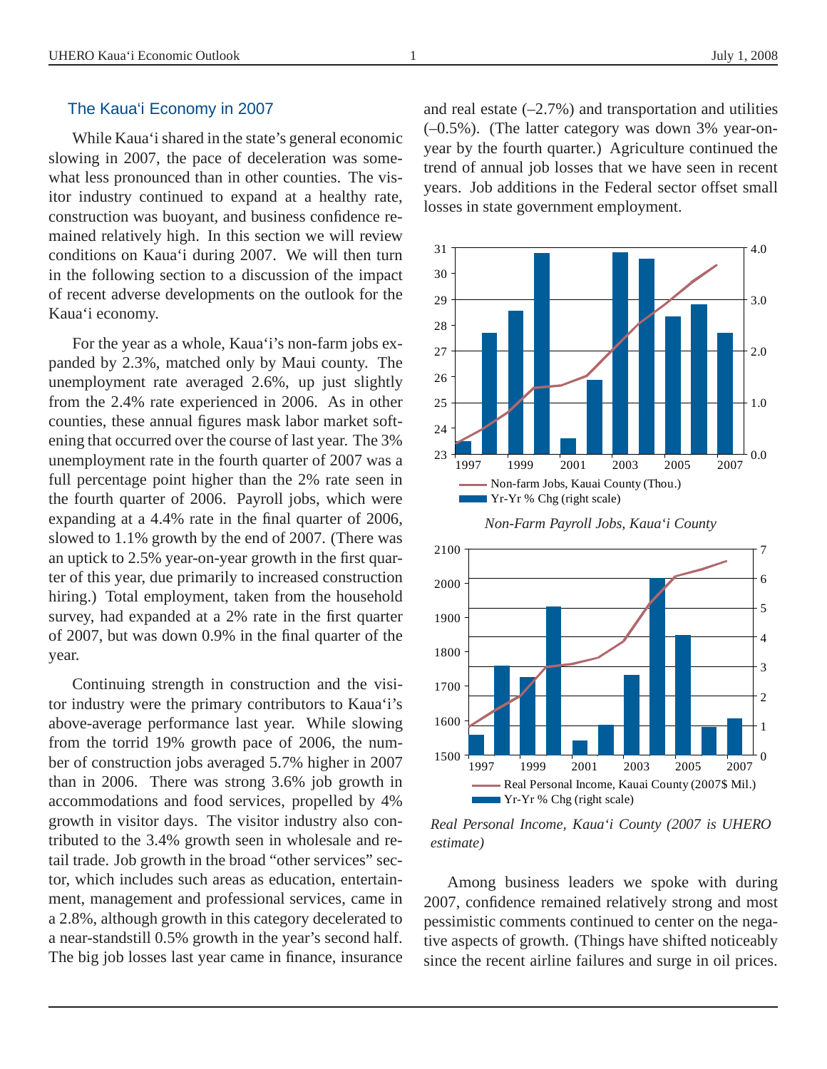## The Kaua'i Economy in 2007

While Kaua'i shared in the state's general economic slowing in 2007, the pace of deceleration was somewhat less pronounced than in other counties. The visitor industry continued to expand at a healthy rate, construction was buoyant, and business confidence remained relatively high. In this section we will review conditions on Kaua'i during 2007. We will then turn in the following section to a discussion of the impact of recent adverse developments on the outlook for the Kaua'i economy.

For the year as a whole, Kaua'i's non-farm jobs expanded by 2.3%, matched only by Maui county. The unemployment rate averaged 2.6%, up just slightly from the 2.4% rate experienced in 2006. As in other counties, these annual figures mask labor market softening that occurred over the course of last year. The 3% unemployment rate in the fourth quarter of 2007 was a full percentage point higher than the 2% rate seen in the fourth quarter of 2006. Payroll jobs, which were expanding at a 4.4% rate in the final quarter of 2006, slowed to 1.1% growth by the end of 2007. (There was an uptick to 2.5% year-on-year growth in the first quarter of this year, due primarily to increased construction hiring.) Total employment, taken from the household survey, had expanded at a 2% rate in the first quarter of 2007, but was down 0.9% in the final quarter of the year.

Continuing strength in construction and the visitor industry were the primary contributors to Kaua'i's above-average performance last year. While slowing from the torrid 19% growth pace of 2006, the number of construction jobs averaged 5.7% higher in 2007 than in 2006. There was strong 3.6% job growth in accommodations and food services, propelled by 4% growth in visitor days. The visitor industry also contributed to the 3.4% growth seen in wholesale and retail trade. Job growth in the broad "other services" sector, which includes such areas as education, entertainment, management and professional services, came in a 2.8%, although growth in this category decelerated to a near-standstill 0.5% growth in the year's second half. The big job losses last year came in finance, insurance and real estate (–2.7%) and transportation and utilities (–0.5%). (The latter category was down 3% year-on-year by the fourth quarter.) Agriculture continued the trend of annual job losses that we have seen in recent years. Job additions in the Federal sector offset small losses in state government employment.

*Non-Farm Payroll Jobs, Kaua'i County*

*Real Personal Income, Kaua'i County (2007 is UHERO estimate)*

Among business leaders we spoke with during 2007, confidence remained relatively strong and most pessimistic comments continued to center on the negative aspects of growth. (Things have shifted noticeably since the recent airline failures and surge in oil prices.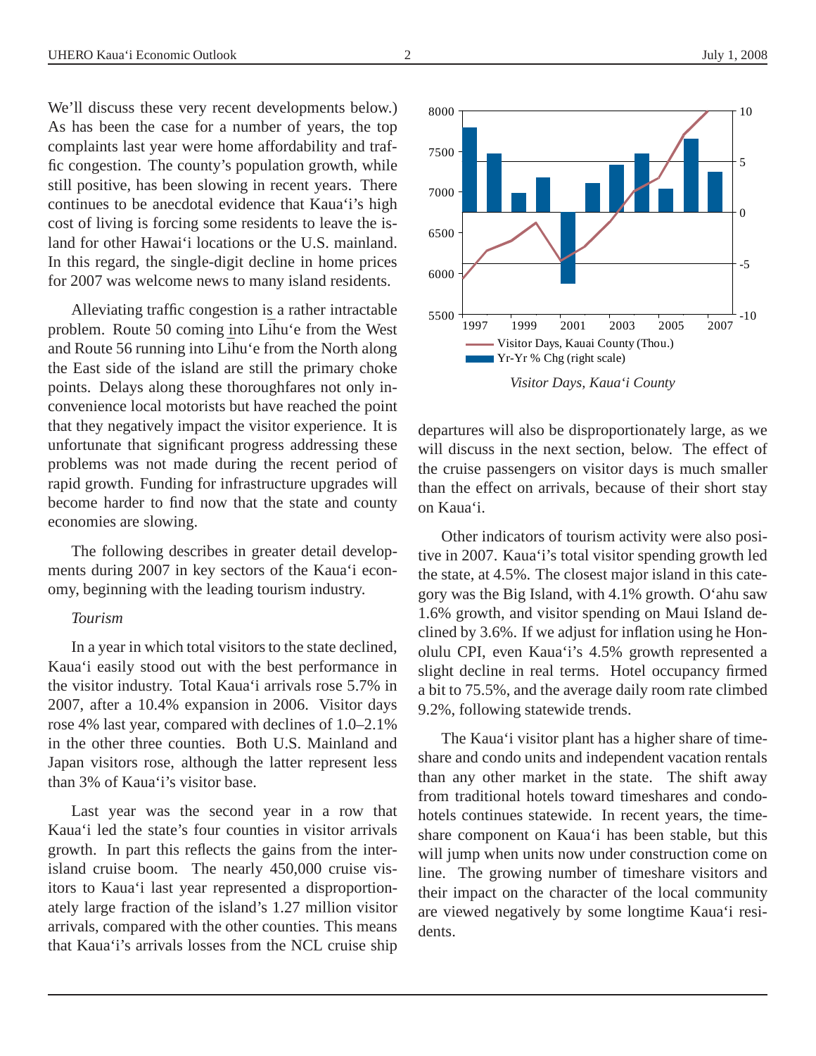We'll discuss these very recent developments below.) As has been the case for a number of years, the top complaints last year were home affordability and traffic congestion. The county's population growth, while still positive, has been slowing in recent years. There continues to be anecdotal evidence that Kaua'i's high cost of living is forcing some residents to leave the island for other Hawai'i locations or the U.S. mainland. In this regard, the single-digit decline in home prices for 2007 was welcome news to many island residents.

Alleviating traffic congestion is a rather intractable problem. Route 50 coming into Līhu'e from the West and Route 56 running into Līhu'e from the North along the East side of the island are still the primary choke points. Delays along these thoroughfares not only inconvenience local motorists but have reached the point that they negatively impact the visitor experience. It is unfortunate that significant progress addressing these problems was not made during the recent period of rapid growth. Funding for infrastructure upgrades will become harder to find now that the state and county economies are slowing.

The following describes in greater detail developments during 2007 in key sectors of the Kaua'i economy, beginning with the leading tourism industry.

*Tourism*

In a year in which total visitors to the state declined, Kaua'i easily stood out with the best performance in the visitor industry. Total Kaua'i arrivals rose 5.7% in 2007, after a 10.4% expansion in 2006. Visitor days rose 4% last year, compared with declines of 1.0–2.1% in the other three counties. Both U.S. Mainland and Japan visitors rose, although the latter represent less than 3% of Kaua'i's visitor base.

Last year was the second year in a row that Kaua'i led the state's four counties in visitor arrivals growth. In part this reflects the gains from the interisland cruise boom. The nearly 450,000 cruise visitors to Kaua'i last year represented a disproportionately large fraction of the island's 1.27 million visitor arrivals, compared with the other counties. This means that Kaua'i's arrivals losses from the NCL cruise ship departures will also be disproportionately large, as we will discuss in the next section, below. The effect of the cruise passengers on visitor days is much smaller than the effect on arrivals, because of their short stay on Kaua'i.

*Visitor Days, Kaua'i County*

Other indicators of tourism activity were also positive in 2007. Kaua'i's total visitor spending growth led the state, at 4.5%. The closest major island in this category was the Big Island, with 4.1% growth. O'ahu saw 1.6% growth, and visitor spending on Maui Island declined by 3.6%. If we adjust for inflation using he Honolulu CPI, even Kaua'i's 4.5% growth represented a slight decline in real terms. Hotel occupancy firmed a bit to 75.5%, and the average daily room rate climbed 9.2%, following statewide trends.

The Kaua'i visitor plant has a higher share of timeshare and condo units and independent vacation rentals than any other market in the state. The shift away from traditional hotels toward timeshares and condo-hotels continues statewide. In recent years, the timeshare component on Kaua'i has been stable, but this will jump when units now under construction come on line. The growing number of timeshare visitors and their impact on the character of the local community are viewed negatively by some longtime Kaua'i residents.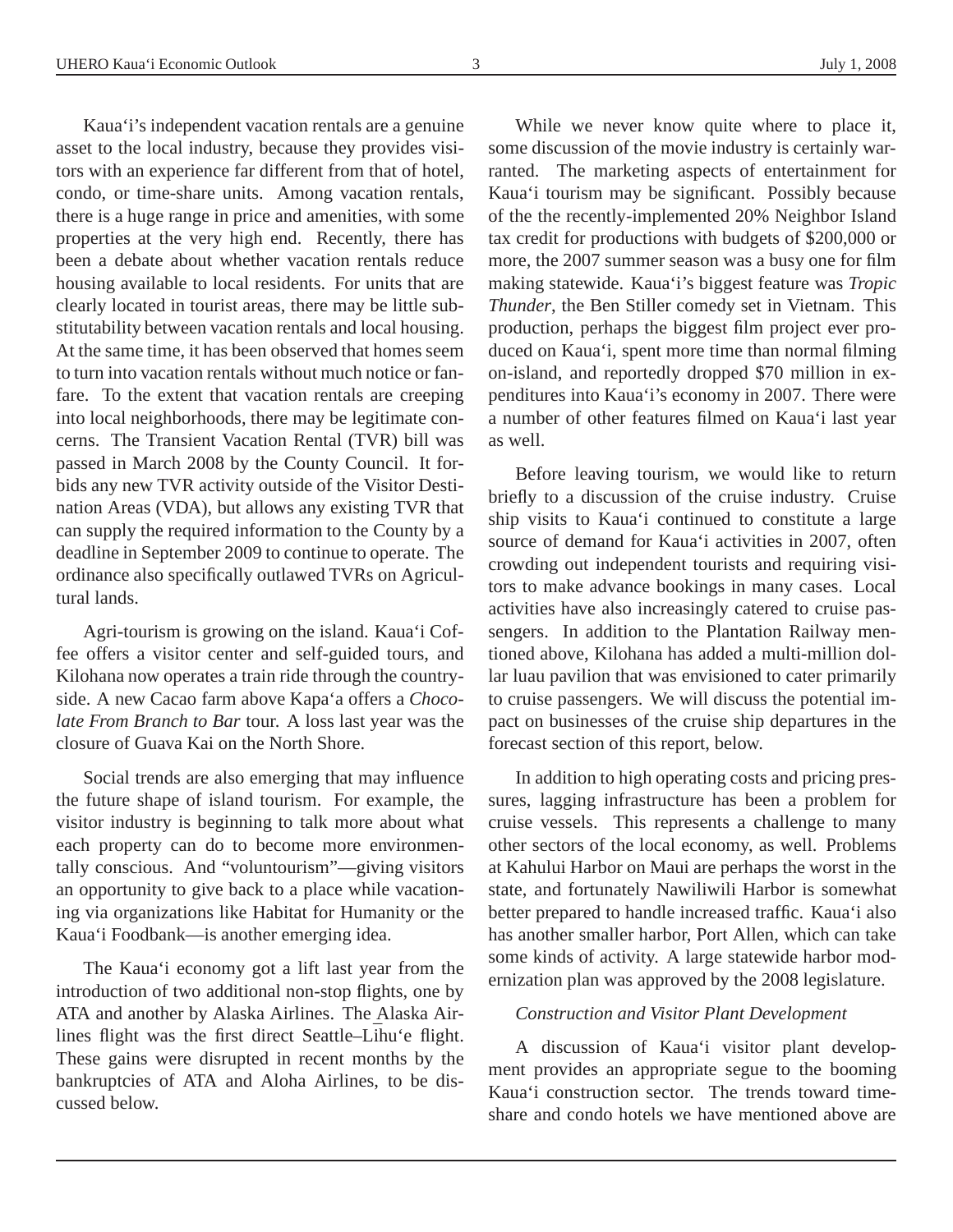Kaua'i's independent vacation rentals are a genuine asset to the local industry, because they provides visitors with an experience far different from that of hotel, condo, or time-share units. Among vacation rentals, there is a huge range in price and amenities, with some properties at the very high end. Recently, there has been a debate about whether vacation rentals reduce housing available to local residents. For units that are clearly located in tourist areas, there may be little substitutability between vacation rentals and local housing. At the same time, it has been observed that homes seem to turn into vacation rentals without much notice or fanfare. To the extent that vacation rentals are creeping into local neighborhoods, there may be legitimate concerns. The Transient Vacation Rental (TVR) bill was passed in March 2008 by the County Council. It forbids any new TVR activity outside of the Visitor Destination Areas (VDA), but allows any existing TVR that can supply the required information to the County by a deadline in September 2009 to continue to operate. The ordinance also specifically outlawed TVRs on Agricultural lands.

Agri-tourism is growing on the island. Kaua'i Coffee offers a visitor center and self-guided tours, and Kilohana now operates a train ride through the countryside. A new Cacao farm above Kapa'a offers a *Chocolate From Branch to Bar* tour. A loss last year was the closure of Guava Kai on the North Shore.

Social trends are also emerging that may influence the future shape of island tourism. For example, the visitor industry is beginning to talk more about what each property can do to become more environmentally conscious. And "voluntourism"—giving visitors an opportunity to give back to a place while vacationing via organizations like Habitat for Humanity or the Kaua'i Foodbank—is another emerging idea.

The Kaua'i economy got a lift last year from the introduction of two additional non-stop flights, one by ATA and another by Alaska Airlines. The Alaska Airlines flight was the first direct Seattle–Līhu'e flight. These gains were disrupted in recent months by the bankruptcies of ATA and Aloha Airlines, to be discussed below.

While we never know quite where to place it, some discussion of the movie industry is certainly warranted. The marketing aspects of entertainment for Kaua'i tourism may be significant. Possibly because of the the recently-implemented 20% Neighbor Island tax credit for productions with budgets of $200,000 or more, the 2007 summer season was a busy one for film making statewide. Kaua'i's biggest feature was *Tropic Thunder*, the Ben Stiller comedy set in Vietnam. This production, perhaps the biggest film project ever produced on Kaua'i, spent more time than normal filming on-island, and reportedly dropped $70 million in expenditures into Kaua'i's economy in 2007. There were a number of other features filmed on Kaua'i last year as well.

Before leaving tourism, we would like to return briefly to a discussion of the cruise industry. Cruise ship visits to Kaua'i continued to constitute a large source of demand for Kaua'i activities in 2007, often crowding out independent tourists and requiring visitors to make advance bookings in many cases. Local activities have also increasingly catered to cruise passengers. In addition to the Plantation Railway mentioned above, Kilohana has added a multi-million dollar luau pavilion that was envisioned to cater primarily to cruise passengers. We will discuss the potential impact on businesses of the cruise ship departures in the forecast section of this report, below.

In addition to high operating costs and pricing pressures, lagging infrastructure has been a problem for cruise vessels. This represents a challenge to many other sectors of the local economy, as well. Problems at Kahului Harbor on Maui are perhaps the worst in the state, and fortunately Nawiliwili Harbor is somewhat better prepared to handle increased traffic. Kaua'i also has another smaller harbor, Port Allen, which can take some kinds of activity. A large statewide harbor modernization plan was approved by the 2008 legislature.

*Construction and Visitor Plant Development*

A discussion of Kaua'i visitor plant development provides an appropriate segue to the booming Kaua'i construction sector. The trends toward time-share and condo hotels we have mentioned above are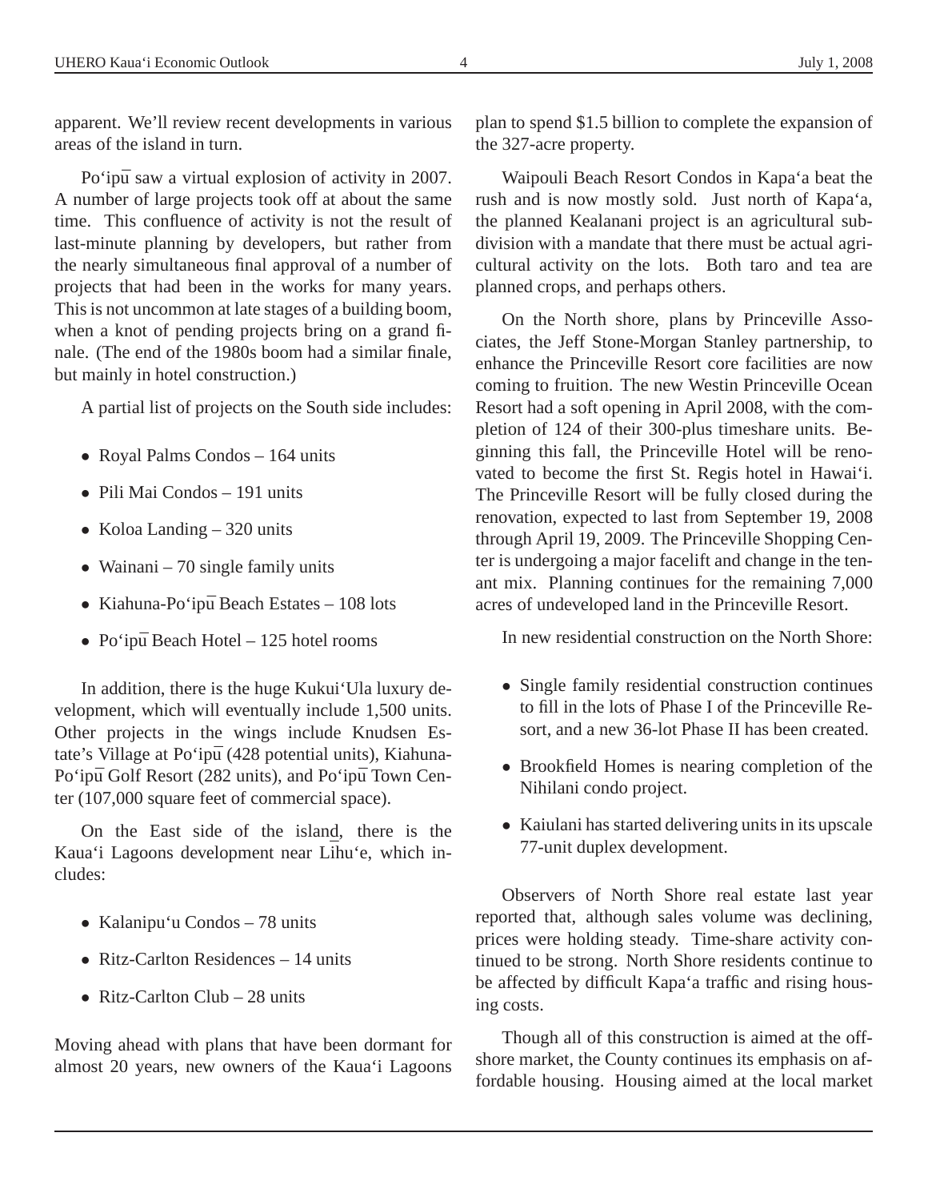apparent. We'll review recent developments in various areas of the island in turn.

Po‘ipū saw a virtual explosion of activity in 2007. A number of large projects took off at about the same time. This confluence of activity is not the result of last-minute planning by developers, but rather from the nearly simultaneous final approval of a number of projects that had been in the works for many years. This is not uncommon at late stages of a building boom, when a knot of pending projects bring on a grand finale. (The end of the 1980s boom had a similar finale, but mainly in hotel construction.)

A partial list of projects on the South side includes:

- Royal Palms Condos – 164 units
- Pili Mai Condos – 191 units
- Koloa Landing – 320 units
- Wainani – 70 single family units
- Kiahuna-Po‘ipū Beach Estates – 108 lots
- Po‘ipū Beach Hotel – 125 hotel rooms

In addition, there is the huge Kukui‘Ula luxury development, which will eventually include 1,500 units. Other projects in the wings include Knudsen Estate's Village at Po‘ipū (428 potential units), Kiahuna-Po‘ipū Golf Resort (282 units), and Po‘ipū Town Center (107,000 square feet of commercial space).

On the East side of the island, there is the Kaua‘i Lagoons development near Līhu‘e, which includes:

- Kalanipu‘u Condos – 78 units
- Ritz-Carlton Residences – 14 units
- Ritz-Carlton Club – 28 units

Moving ahead with plans that have been dormant for almost 20 years, new owners of the Kaua‘i Lagoons plan to spend $1.5 billion to complete the expansion of the 327-acre property.

Waipouli Beach Resort Condos in Kapa‘a beat the rush and is now mostly sold. Just north of Kapa‘a, the planned Kealanani project is an agricultural subdivision with a mandate that there must be actual agricultural activity on the lots. Both taro and tea are planned crops, and perhaps others.

On the North shore, plans by Princeville Associates, the Jeff Stone-Morgan Stanley partnership, to enhance the Princeville Resort core facilities are now coming to fruition. The new Westin Princeville Ocean Resort had a soft opening in April 2008, with the completion of 124 of their 300-plus timeshare units. Beginning this fall, the Princeville Hotel will be renovated to become the first St. Regis hotel in Hawai‘i. The Princeville Resort will be fully closed during the renovation, expected to last from September 19, 2008 through April 19, 2009. The Princeville Shopping Center is undergoing a major facelift and change in the tenant mix. Planning continues for the remaining 7,000 acres of undeveloped land in the Princeville Resort.

In new residential construction on the North Shore:

- Single family residential construction continues to fill in the lots of Phase I of the Princeville Resort, and a new 36-lot Phase II has been created.
- Brookfield Homes is nearing completion of the Nihilani condo project.
- Kaiulani has started delivering units in its upscale 77-unit duplex development.

Observers of North Shore real estate last year reported that, although sales volume was declining, prices were holding steady. Time-share activity continued to be strong. North Shore residents continue to be affected by difficult Kapa‘a traffic and rising housing costs.

Though all of this construction is aimed at the offshore market, the County continues its emphasis on affordable housing. Housing aimed at the local market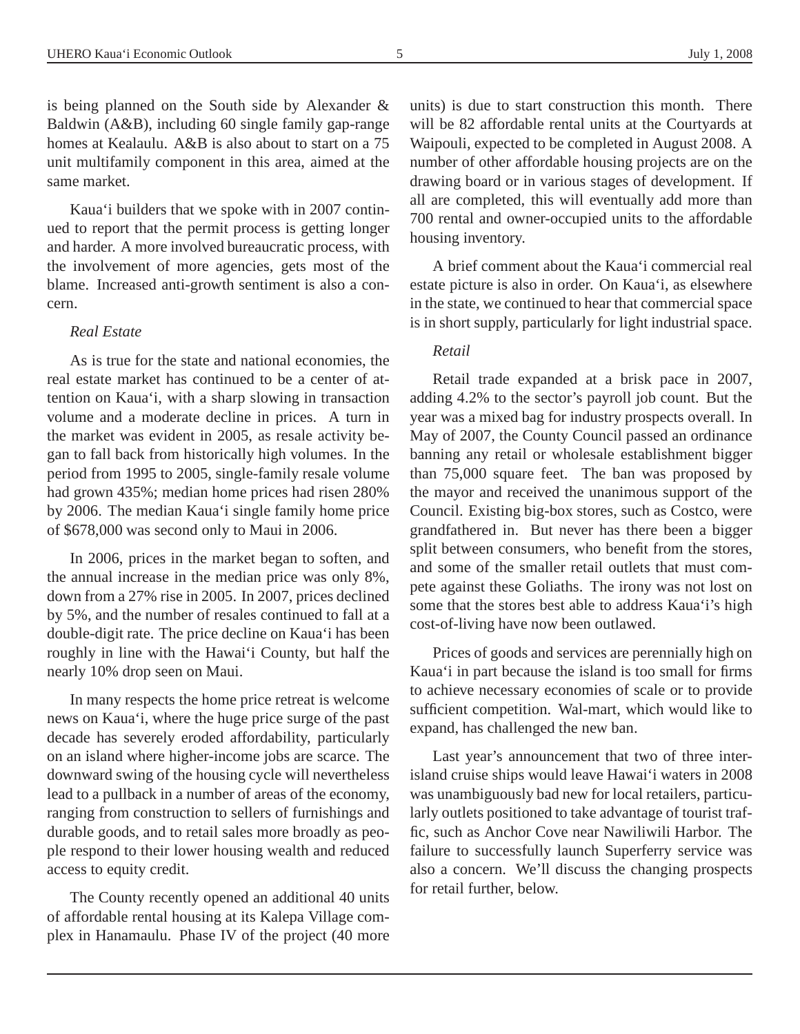is being planned on the South side by Alexander & Baldwin (A&B), including 60 single family gap-range homes at Kealaulu. A&B is also about to start on a 75 unit multifamily component in this area, aimed at the same market.

Kaua'i builders that we spoke with in 2007 continued to report that the permit process is getting longer and harder. A more involved bureaucratic process, with the involvement of more agencies, gets most of the blame. Increased anti-growth sentiment is also a concern.

*Real Estate*

As is true for the state and national economies, the real estate market has continued to be a center of attention on Kaua'i, with a sharp slowing in transaction volume and a moderate decline in prices. A turn in the market was evident in 2005, as resale activity began to fall back from historically high volumes. In the period from 1995 to 2005, single-family resale volume had grown 435%; median home prices had risen 280% by 2006. The median Kaua'i single family home price of $678,000 was second only to Maui in 2006.

In 2006, prices in the market began to soften, and the annual increase in the median price was only 8%, down from a 27% rise in 2005. In 2007, prices declined by 5%, and the number of resales continued to fall at a double-digit rate. The price decline on Kaua'i has been roughly in line with the Hawai'i County, but half the nearly 10% drop seen on Maui.

In many respects the home price retreat is welcome news on Kaua'i, where the huge price surge of the past decade has severely eroded affordability, particularly on an island where higher-income jobs are scarce. The downward swing of the housing cycle will nevertheless lead to a pullback in a number of areas of the economy, ranging from construction to sellers of furnishings and durable goods, and to retail sales more broadly as people respond to their lower housing wealth and reduced access to equity credit.

The County recently opened an additional 40 units of affordable rental housing at its Kalepa Village complex in Hanamaulu. Phase IV of the project (40 more units) is due to start construction this month. There will be 82 affordable rental units at the Courtyards at Waipouli, expected to be completed in August 2008. A number of other affordable housing projects are on the drawing board or in various stages of development. If all are completed, this will eventually add more than 700 rental and owner-occupied units to the affordable housing inventory.

A brief comment about the Kaua'i commercial real estate picture is also in order. On Kaua'i, as elsewhere in the state, we continued to hear that commercial space is in short supply, particularly for light industrial space.

*Retail*

Retail trade expanded at a brisk pace in 2007, adding 4.2% to the sector's payroll job count. But the year was a mixed bag for industry prospects overall. In May of 2007, the County Council passed an ordinance banning any retail or wholesale establishment bigger than 75,000 square feet. The ban was proposed by the mayor and received the unanimous support of the Council. Existing big-box stores, such as Costco, were grandfathered in. But never has there been a bigger split between consumers, who benefit from the stores, and some of the smaller retail outlets that must compete against these Goliaths. The irony was not lost on some that the stores best able to address Kaua'i's high cost-of-living have now been outlawed.

Prices of goods and services are perennially high on Kaua'i in part because the island is too small for firms to achieve necessary economies of scale or to provide sufficient competition. Wal-mart, which would like to expand, has challenged the new ban.

Last year's announcement that two of three interisland cruise ships would leave Hawai'i waters in 2008 was unambiguously bad new for local retailers, particularly outlets positioned to take advantage of tourist traffic, such as Anchor Cove near Nawiliwili Harbor. The failure to successfully launch Superferry service was also a concern. We'll discuss the changing prospects for retail further, below.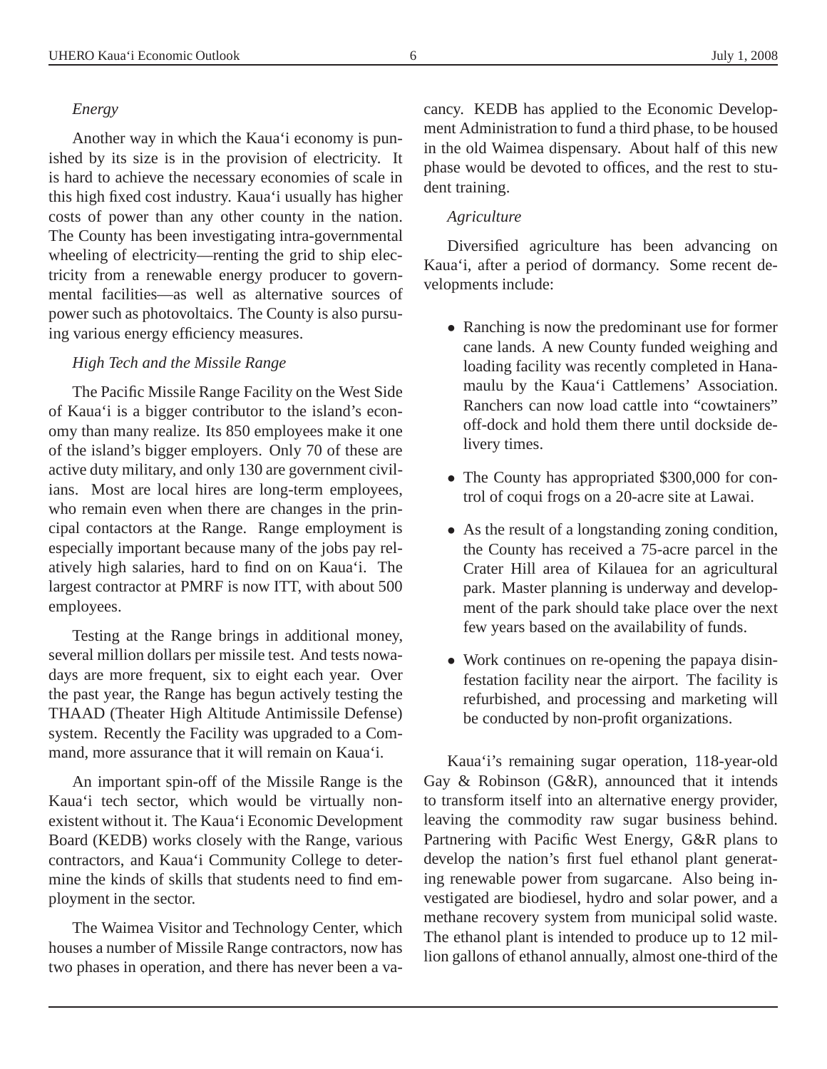*Energy*

Another way in which the Kaua'i economy is punished by its size is in the provision of electricity. It is hard to achieve the necessary economies of scale in this high fixed cost industry. Kaua'i usually has higher costs of power than any other county in the nation. The County has been investigating intra-governmental wheeling of electricity—renting the grid to ship electricity from a renewable energy producer to governmental facilities—as well as alternative sources of power such as photovoltaics. The County is also pursuing various energy efficiency measures.

*High Tech and the Missile Range*

The Pacific Missile Range Facility on the West Side of Kaua'i is a bigger contributor to the island's economy than many realize. Its 850 employees make it one of the island's bigger employers. Only 70 of these are active duty military, and only 130 are government civilians. Most are local hires are long-term employees, who remain even when there are changes in the principal contactors at the Range. Range employment is especially important because many of the jobs pay relatively high salaries, hard to find on on Kaua'i. The largest contractor at PMRF is now ITT, with about 500 employees.

Testing at the Range brings in additional money, several million dollars per missile test. And tests nowadays are more frequent, six to eight each year. Over the past year, the Range has begun actively testing the THAAD (Theater High Altitude Antimissile Defense) system. Recently the Facility was upgraded to a Command, more assurance that it will remain on Kaua'i.

An important spin-off of the Missile Range is the Kaua'i tech sector, which would be virtually nonexistent without it. The Kaua'i Economic Development Board (KEDB) works closely with the Range, various contractors, and Kaua'i Community College to determine the kinds of skills that students need to find employment in the sector.

The Waimea Visitor and Technology Center, which houses a number of Missile Range contractors, now has two phases in operation, and there has never been a vacancy. KEDB has applied to the Economic Development Administration to fund a third phase, to be housed in the old Waimea dispensary. About half of this new phase would be devoted to offices, and the rest to student training.

*Agriculture*

Diversified agriculture has been advancing on Kaua'i, after a period of dormancy. Some recent developments include:

- Ranching is now the predominant use for former cane lands. A new County funded weighing and loading facility was recently completed in Hanamaulu by the Kaua'i Cattlemens' Association. Ranchers can now load cattle into "cowtainers" off-dock and hold them there until dockside delivery times.
- The County has appropriated $300,000 for control of coqui frogs on a 20-acre site at Lawai.
- As the result of a longstanding zoning condition, the County has received a 75-acre parcel in the Crater Hill area of Kilauea for an agricultural park. Master planning is underway and development of the park should take place over the next few years based on the availability of funds.
- Work continues on re-opening the papaya disinfestation facility near the airport. The facility is refurbished, and processing and marketing will be conducted by non-profit organizations.

Kaua'i's remaining sugar operation, 118-year-old Gay & Robinson (G&R), announced that it intends to transform itself into an alternative energy provider, leaving the commodity raw sugar business behind. Partnering with Pacific West Energy, G&R plans to develop the nation's first fuel ethanol plant generating renewable power from sugarcane. Also being investigated are biodiesel, hydro and solar power, and a methane recovery system from municipal solid waste. The ethanol plant is intended to produce up to 12 million gallons of ethanol annually, almost one-third of the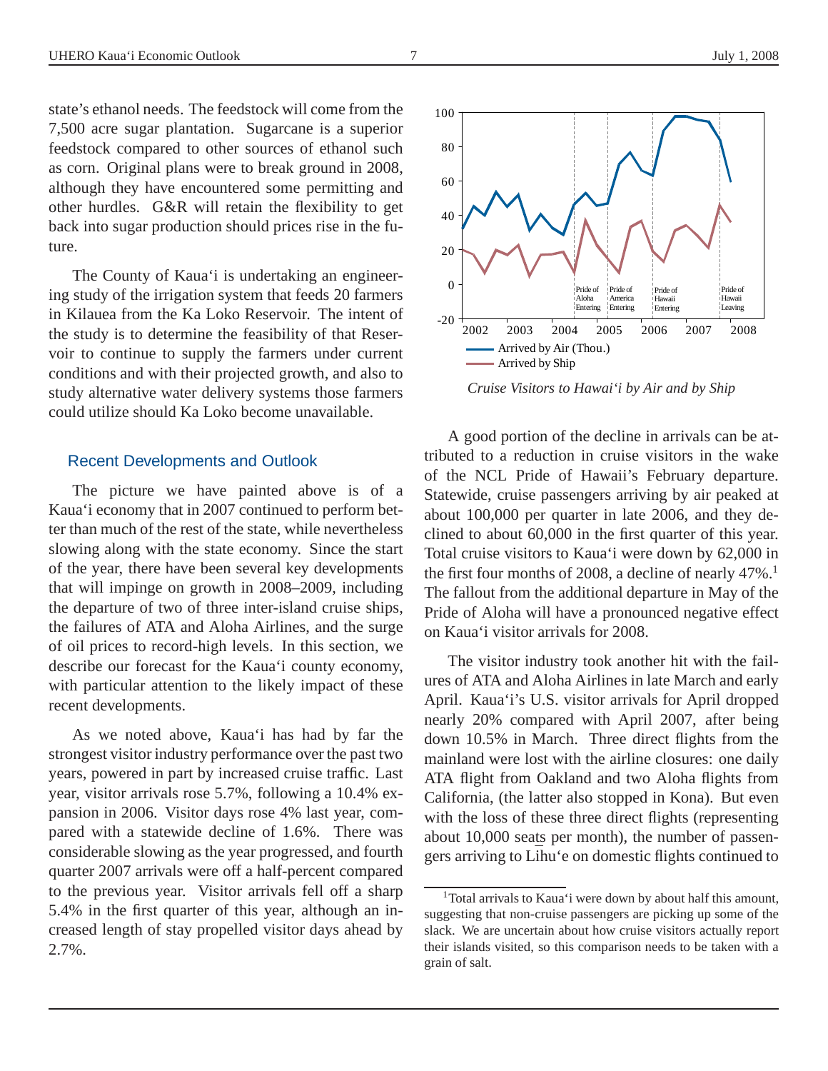state's ethanol needs. The feedstock will come from the 7,500 acre sugar plantation. Sugarcane is a superior feedstock compared to other sources of ethanol such as corn. Original plans were to break ground in 2008, although they have encountered some permitting and other hurdles. G&R will retain the flexibility to get back into sugar production should prices rise in the future.

The County of Kaua'i is undertaking an engineering study of the irrigation system that feeds 20 farmers in Kilauea from the Ka Loko Reservoir. The intent of the study is to determine the feasibility of that Reservoir to continue to supply the farmers under current conditions and with their projected growth, and also to study alternative water delivery systems those farmers could utilize should Ka Loko become unavailable.

## Recent Developments and Outlook

The picture we have painted above is of a Kaua'i economy that in 2007 continued to perform better than much of the rest of the state, while nevertheless slowing along with the state economy. Since the start of the year, there have been several key developments that will impinge on growth in 2008–2009, including the departure of two of three inter-island cruise ships, the failures of ATA and Aloha Airlines, and the surge of oil prices to record-high levels. In this section, we describe our forecast for the Kaua'i county economy, with particular attention to the likely impact of these recent developments.

As we noted above, Kaua'i has had by far the strongest visitor industry performance over the past two years, powered in part by increased cruise traffic. Last year, visitor arrivals rose 5.7%, following a 10.4% expansion in 2006. Visitor days rose 4% last year, compared with a statewide decline of 1.6%. There was considerable slowing as the year progressed, and fourth quarter 2007 arrivals were off a half-percent compared to the previous year. Visitor arrivals fell off a sharp 5.4% in the first quarter of this year, although an increased length of stay propelled visitor days ahead by 2.7%.

*Cruise Visitors to Hawai'i by Air and by Ship*

A good portion of the decline in arrivals can be attributed to a reduction in cruise visitors in the wake of the NCL Pride of Hawaii's February departure. Statewide, cruise passengers arriving by air peaked at about 100,000 per quarter in late 2006, and they declined to about 60,000 in the first quarter of this year. Total cruise visitors to Kaua'i were down by 62,000 in the first four months of 2008, a decline of nearly 47%.[1] The fallout from the additional departure in May of the Pride of Aloha will have a pronounced negative effect on Kaua'i visitor arrivals for 2008.

The visitor industry took another hit with the failures of ATA and Aloha Airlines in late March and early April. Kaua'i's U.S. visitor arrivals for April dropped nearly 20% compared with April 2007, after being down 10.5% in March. Three direct flights from the mainland were lost with the airline closures: one daily ATA flight from Oakland and two Aloha flights from California, (the latter also stopped in Kona). But even with the loss of these three direct flights (representing about 10,000 seats per month), the number of passengers arriving to Līhu'e on domestic flights continued to

[1] Total arrivals to Kaua'i were down by about half this amount, suggesting that non-cruise passengers are picking up some of the slack. We are uncertain about how cruise visitors actually report their islands visited, so this comparison needs to be taken with a grain of salt.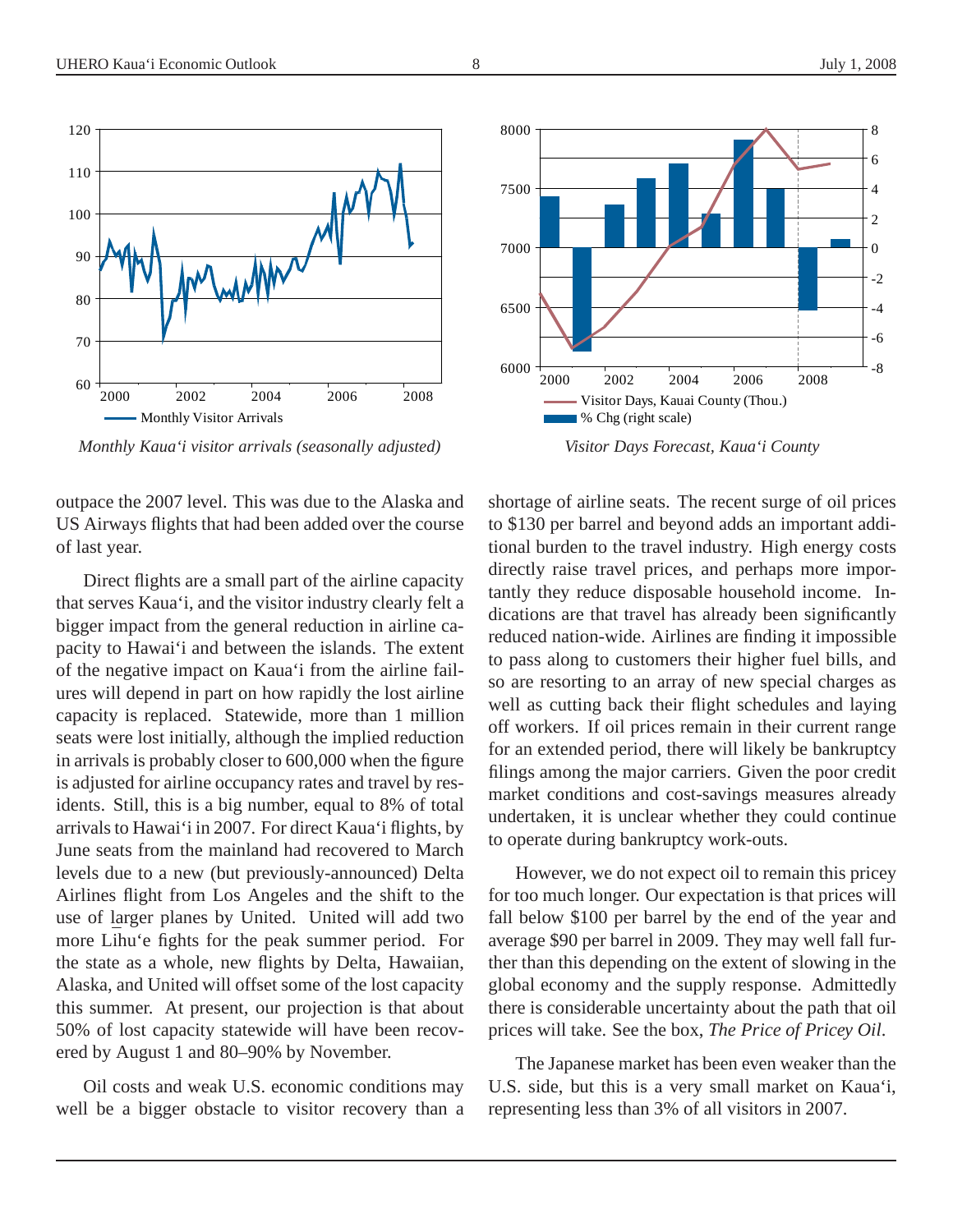*Monthly Kaua'i visitor arrivals (seasonally adjusted)*

*Visitor Days Forecast, Kaua'i County*

outpace the 2007 level. This was due to the Alaska and US Airways flights that had been added over the course of last year.

Direct flights are a small part of the airline capacity that serves Kaua'i, and the visitor industry clearly felt a bigger impact from the general reduction in airline capacity to Hawai'i and between the islands. The extent of the negative impact on Kaua'i from the airline failures will depend in part on how rapidly the lost airline capacity is replaced. Statewide, more than 1 million seats were lost initially, although the implied reduction in arrivals is probably closer to 600,000 when the figure is adjusted for airline occupancy rates and travel by residents. Still, this is a big number, equal to 8% of total arrivals to Hawai'i in 2007. For direct Kaua'i flights, by June seats from the mainland had recovered to March levels due to a new (but previously-announced) Delta Airlines flight from Los Angeles and the shift to the use of larger planes by United. United will add two more Lihu'e fights for the peak summer period. For the state as a whole, new flights by Delta, Hawaiian, Alaska, and United will offset some of the lost capacity this summer. At present, our projection is that about 50% of lost capacity statewide will have been recovered by August 1 and 80–90% by November.

Oil costs and weak U.S. economic conditions may well be a bigger obstacle to visitor recovery than a shortage of airline seats. The recent surge of oil prices to $130 per barrel and beyond adds an important additional burden to the travel industry. High energy costs directly raise travel prices, and perhaps more importantly they reduce disposable household income. Indications are that travel has already been significantly reduced nation-wide. Airlines are finding it impossible to pass along to customers their higher fuel bills, and so are resorting to an array of new special charges as well as cutting back their flight schedules and laying off workers. If oil prices remain in their current range for an extended period, there will likely be bankruptcy filings among the major carriers. Given the poor credit market conditions and cost-savings measures already undertaken, it is unclear whether they could continue to operate during bankruptcy work-outs.

However, we do not expect oil to remain this pricey for too much longer. Our expectation is that prices will fall below $100 per barrel by the end of the year and average $90 per barrel in 2009. They may well fall further than this depending on the extent of slowing in the global economy and the supply response. Admittedly there is considerable uncertainty about the path that oil prices will take. See the box, *The Price of Pricey Oil*.

The Japanese market has been even weaker than the U.S. side, but this is a very small market on Kaua'i, representing less than 3% of all visitors in 2007.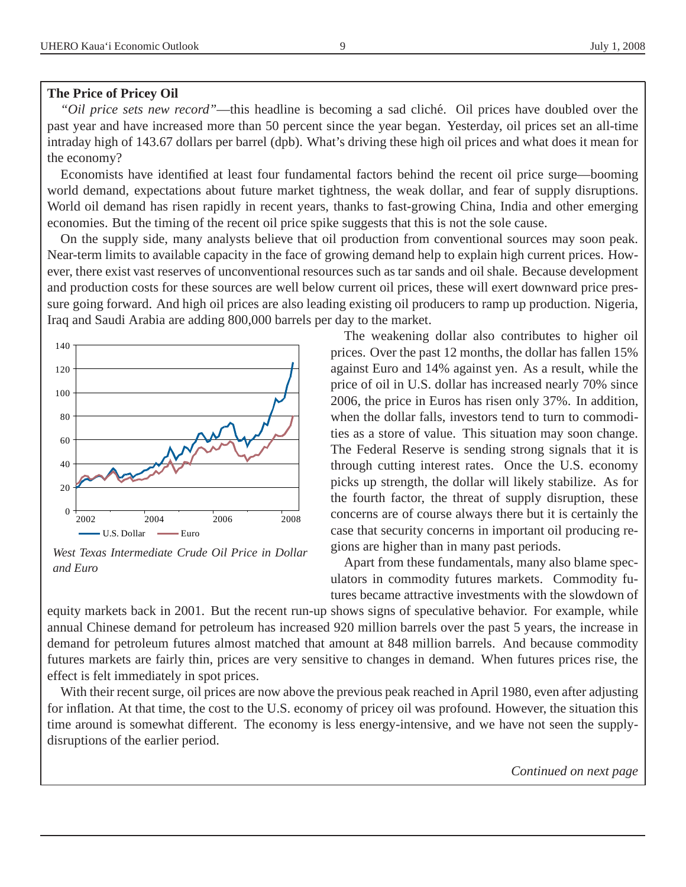**The Price of Pricey Oil**

*"Oil price sets new record"*—this headline is becoming a sad cliché. Oil prices have doubled over the past year and have increased more than 50 percent since the year began. Yesterday, oil prices set an all-time intraday high of 143.67 dollars per barrel (dpb). What's driving these high oil prices and what does it mean for the economy?

Economists have identified at least four fundamental factors behind the recent oil price surge—booming world demand, expectations about future market tightness, the weak dollar, and fear of supply disruptions. World oil demand has risen rapidly in recent years, thanks to fast-growing China, India and other emerging economies. But the timing of the recent oil price spike suggests that this is not the sole cause.

On the supply side, many analysts believe that oil production from conventional sources may soon peak. Near-term limits to available capacity in the face of growing demand help to explain high current prices. However, there exist vast reserves of unconventional resources such as tar sands and oil shale. Because development and production costs for these sources are well below current oil prices, these will exert downward price pressure going forward. And high oil prices are also leading existing oil producers to ramp up production. Nigeria, Iraq and Saudi Arabia are adding 800,000 barrels per day to the market.

*West Texas Intermediate Crude Oil Price in Dollar and Euro*

The weakening dollar also contributes to higher oil prices. Over the past 12 months, the dollar has fallen 15% against Euro and 14% against yen. As a result, while the price of oil in U.S. dollar has increased nearly 70% since 2006, the price in Euros has risen only 37%. In addition, when the dollar falls, investors tend to turn to commodities as a store of value. This situation may soon change. The Federal Reserve is sending strong signals that it is through cutting interest rates. Once the U.S. economy picks up strength, the dollar will likely stabilize. As for the fourth factor, the threat of supply disruption, these concerns are of course always there but it is certainly the case that security concerns in important oil producing regions are higher than in many past periods.

Apart from these fundamentals, many also blame speculators in commodity futures markets. Commodity futures became attractive investments with the slowdown of equity markets back in 2001. But the recent run-up shows signs of speculative behavior. For example, while annual Chinese demand for petroleum has increased 920 million barrels over the past 5 years, the increase in demand for petroleum futures almost matched that amount at 848 million barrels. And because commodity futures markets are fairly thin, prices are very sensitive to changes in demand. When futures prices rise, the effect is felt immediately in spot prices.

With their recent surge, oil prices are now above the previous peak reached in April 1980, even after adjusting for inflation. At that time, the cost to the U.S. economy of pricey oil was profound. However, the situation this time around is somewhat different. The economy is less energy-intensive, and we have not seen the supply-disruptions of the earlier period.

*Continued on next page*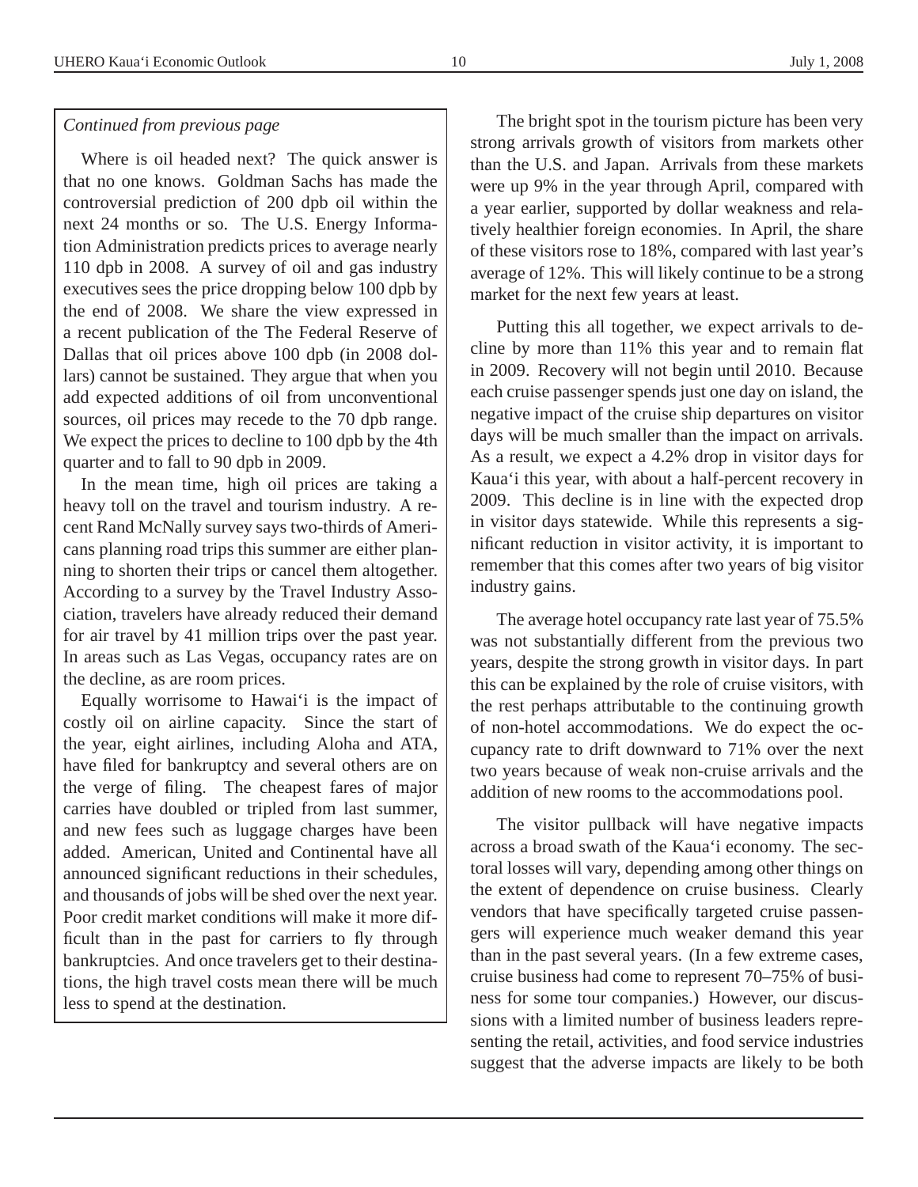*Continued from previous page*

Where is oil headed next? The quick answer is that no one knows. Goldman Sachs has made the controversial prediction of 200 dpb oil within the next 24 months or so. The U.S. Energy Information Administration predicts prices to average nearly 110 dpb in 2008. A survey of oil and gas industry executives sees the price dropping below 100 dpb by the end of 2008. We share the view expressed in a recent publication of the The Federal Reserve of Dallas that oil prices above 100 dpb (in 2008 dollars) cannot be sustained. They argue that when you add expected additions of oil from unconventional sources, oil prices may recede to the 70 dpb range. We expect the prices to decline to 100 dpb by the 4th quarter and to fall to 90 dpb in 2009.

In the mean time, high oil prices are taking a heavy toll on the travel and tourism industry. A recent Rand McNally survey says two-thirds of Americans planning road trips this summer are either planning to shorten their trips or cancel them altogether. According to a survey by the Travel Industry Association, travelers have already reduced their demand for air travel by 41 million trips over the past year. In areas such as Las Vegas, occupancy rates are on the decline, as are room prices.

Equally worrisome to Hawai‘i is the impact of costly oil on airline capacity. Since the start of the year, eight airlines, including Aloha and ATA, have filed for bankruptcy and several others are on the verge of filing. The cheapest fares of major carries have doubled or tripled from last summer, and new fees such as luggage charges have been added. American, United and Continental have all announced significant reductions in their schedules, and thousands of jobs will be shed over the next year. Poor credit market conditions will make it more difficult than in the past for carriers to fly through bankruptcies. And once travelers get to their destinations, the high travel costs mean there will be much less to spend at the destination.

The bright spot in the tourism picture has been very strong arrivals growth of visitors from markets other than the U.S. and Japan. Arrivals from these markets were up 9% in the year through April, compared with a year earlier, supported by dollar weakness and relatively healthier foreign economies. In April, the share of these visitors rose to 18%, compared with last year's average of 12%. This will likely continue to be a strong market for the next few years at least.

Putting this all together, we expect arrivals to decline by more than 11% this year and to remain flat in 2009. Recovery will not begin until 2010. Because each cruise passenger spends just one day on island, the negative impact of the cruise ship departures on visitor days will be much smaller than the impact on arrivals. As a result, we expect a 4.2% drop in visitor days for Kaua‘i this year, with about a half-percent recovery in 2009. This decline is in line with the expected drop in visitor days statewide. While this represents a significant reduction in visitor activity, it is important to remember that this comes after two years of big visitor industry gains.

The average hotel occupancy rate last year of 75.5% was not substantially different from the previous two years, despite the strong growth in visitor days. In part this can be explained by the role of cruise visitors, with the rest perhaps attributable to the continuing growth of non-hotel accommodations. We do expect the occupancy rate to drift downward to 71% over the next two years because of weak non-cruise arrivals and the addition of new rooms to the accommodations pool.

The visitor pullback will have negative impacts across a broad swath of the Kaua‘i economy. The sectoral losses will vary, depending among other things on the extent of dependence on cruise business. Clearly vendors that have specifically targeted cruise passengers will experience much weaker demand this year than in the past several years. (In a few extreme cases, cruise business had come to represent 70–75% of business for some tour companies.) However, our discussions with a limited number of business leaders representing the retail, activities, and food service industries suggest that the adverse impacts are likely to be both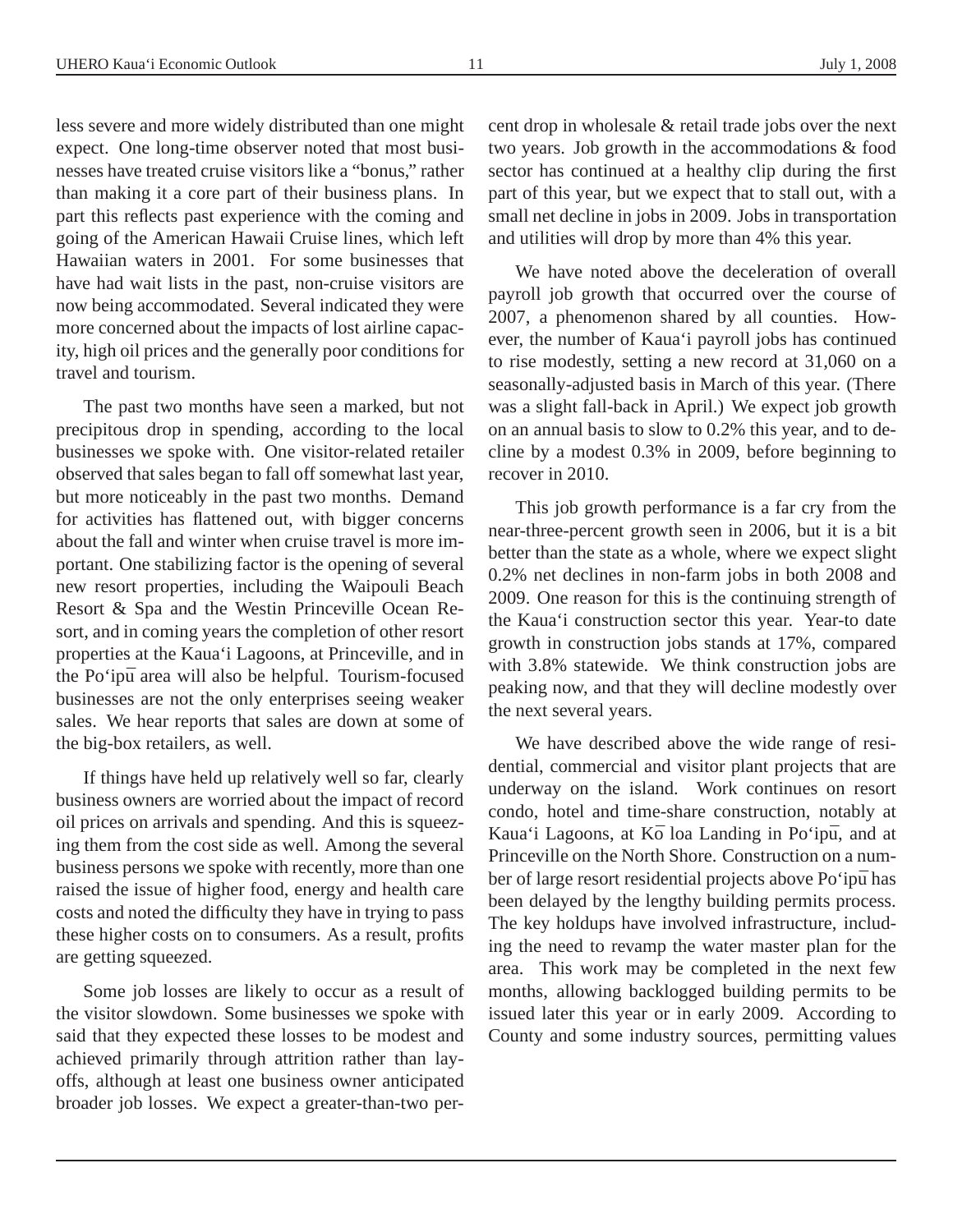less severe and more widely distributed than one might expect. One long-time observer noted that most businesses have treated cruise visitors like a "bonus," rather than making it a core part of their business plans. In part this reflects past experience with the coming and going of the American Hawaii Cruise lines, which left Hawaiian waters in 2001. For some businesses that have had wait lists in the past, non-cruise visitors are now being accommodated. Several indicated they were more concerned about the impacts of lost airline capacity, high oil prices and the generally poor conditions for travel and tourism.

The past two months have seen a marked, but not precipitous drop in spending, according to the local businesses we spoke with. One visitor-related retailer observed that sales began to fall off somewhat last year, but more noticeably in the past two months. Demand for activities has flattened out, with bigger concerns about the fall and winter when cruise travel is more important. One stabilizing factor is the opening of several new resort properties, including the Waipouli Beach Resort & Spa and the Westin Princeville Ocean Resort, and in coming years the completion of other resort properties at the Kaua'i Lagoons, at Princeville, and in the Po'ipū area will also be helpful. Tourism-focused businesses are not the only enterprises seeing weaker sales. We hear reports that sales are down at some of the big-box retailers, as well.

If things have held up relatively well so far, clearly business owners are worried about the impact of record oil prices on arrivals and spending. And this is squeezing them from the cost side as well. Among the several business persons we spoke with recently, more than one raised the issue of higher food, energy and health care costs and noted the difficulty they have in trying to pass these higher costs on to consumers. As a result, profits are getting squeezed.

Some job losses are likely to occur as a result of the visitor slowdown. Some businesses we spoke with said that they expected these losses to be modest and achieved primarily through attrition rather than layoffs, although at least one business owner anticipated broader job losses. We expect a greater-than-two percent drop in wholesale & retail trade jobs over the next two years. Job growth in the accommodations & food sector has continued at a healthy clip during the first part of this year, but we expect that to stall out, with a small net decline in jobs in 2009. Jobs in transportation and utilities will drop by more than 4% this year.

We have noted above the deceleration of overall payroll job growth that occurred over the course of 2007, a phenomenon shared by all counties. However, the number of Kaua'i payroll jobs has continued to rise modestly, setting a new record at 31,060 on a seasonally-adjusted basis in March of this year. (There was a slight fall-back in April.) We expect job growth on an annual basis to slow to 0.2% this year, and to decline by a modest 0.3% in 2009, before beginning to recover in 2010.

This job growth performance is a far cry from the near-three-percent growth seen in 2006, but it is a bit better than the state as a whole, where we expect slight 0.2% net declines in non-farm jobs in both 2008 and 2009. One reason for this is the continuing strength of the Kaua'i construction sector this year. Year-to date growth in construction jobs stands at 17%, compared with 3.8% statewide. We think construction jobs are peaking now, and that they will decline modestly over the next several years.

We have described above the wide range of residential, commercial and visitor plant projects that are underway on the island. Work continues on resort condo, hotel and time-share construction, notably at Kaua'i Lagoons, at Kō loa Landing in Po'ipū, and at Princeville on the North Shore. Construction on a number of large resort residential projects above Po'ipū has been delayed by the lengthy building permits process. The key holdups have involved infrastructure, including the need to revamp the water master plan for the area. This work may be completed in the next few months, allowing backlogged building permits to be issued later this year or in early 2009. According to County and some industry sources, permitting values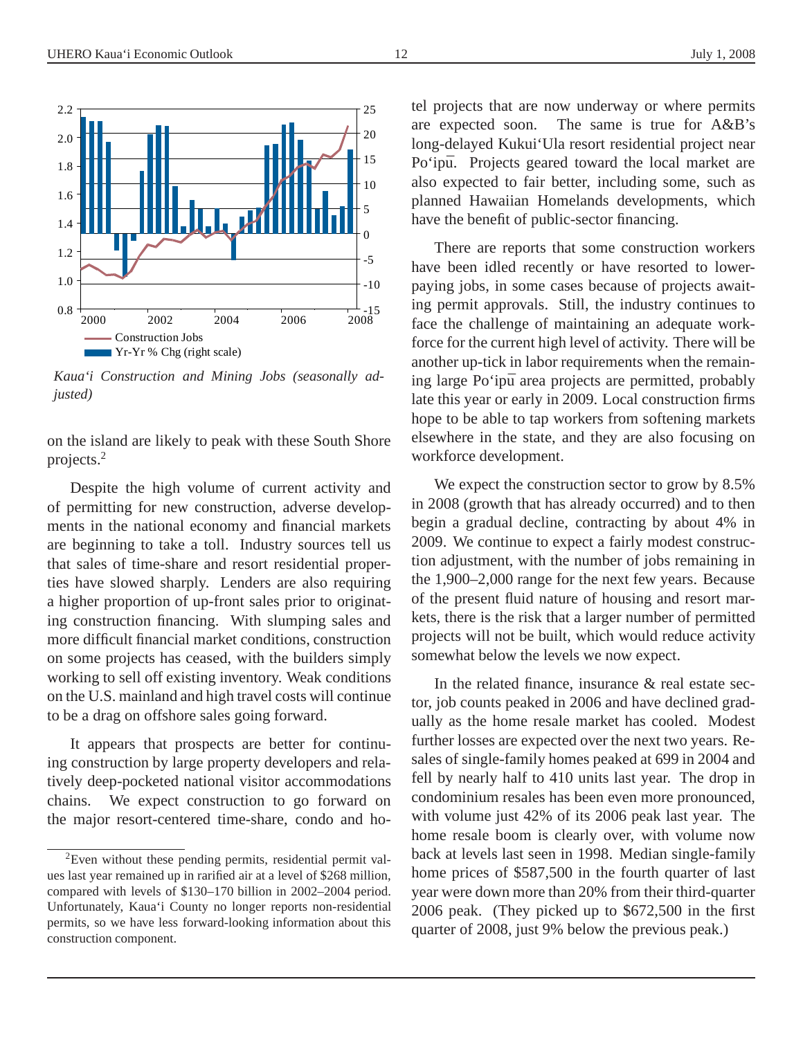*Kaua'i Construction and Mining Jobs (seasonally adjusted)*

on the island are likely to peak with these South Shore projects.[2]

Despite the high volume of current activity and of permitting for new construction, adverse developments in the national economy and financial markets are beginning to take a toll. Industry sources tell us that sales of time-share and resort residential properties have slowed sharply. Lenders are also requiring a higher proportion of up-front sales prior to originating construction financing. With slumping sales and more difficult financial market conditions, construction on some projects has ceased, with the builders simply working to sell off existing inventory. Weak conditions on the U.S. mainland and high travel costs will continue to be a drag on offshore sales going forward.

It appears that prospects are better for continuing construction by large property developers and relatively deep-pocketed national visitor accommodations chains. We expect construction to go forward on the major resort-centered time-share, condo and hotel projects that are now underway or where permits are expected soon. The same is true for A&B's long-delayed Kukui'Ula resort residential project near Po'ipū. Projects geared toward the local market are also expected to fair better, including some, such as planned Hawaiian Homelands developments, which have the benefit of public-sector financing.

There are reports that some construction workers have been idled recently or have resorted to lower-paying jobs, in some cases because of projects awaiting permit approvals. Still, the industry continues to face the challenge of maintaining an adequate workforce for the current high level of activity. There will be another up-tick in labor requirements when the remaining large Po'ipū area projects are permitted, probably late this year or early in 2009. Local construction firms hope to be able to tap workers from softening markets elsewhere in the state, and they are also focusing on workforce development.

We expect the construction sector to grow by 8.5% in 2008 (growth that has already occurred) and to then begin a gradual decline, contracting by about 4% in 2009. We continue to expect a fairly modest construction adjustment, with the number of jobs remaining in the 1,900–2,000 range for the next few years. Because of the present fluid nature of housing and resort markets, there is the risk that a larger number of permitted projects will not be built, which would reduce activity somewhat below the levels we now expect.

In the related finance, insurance & real estate sector, job counts peaked in 2006 and have declined gradually as the home resale market has cooled. Modest further losses are expected over the next two years. Resales of single-family homes peaked at 699 in 2004 and fell by nearly half to 410 units last year. The drop in condominium resales has been even more pronounced, with volume just 42% of its 2006 peak last year. The home resale boom is clearly over, with volume now back at levels last seen in 1998. Median single-family home prices of $587,500 in the fourth quarter of last year were down more than 20% from their third-quarter 2006 peak. (They picked up to $672,500 in the first quarter of 2008, just 9% below the previous peak.)

---

[2] Even without these pending permits, residential permit values last year remained up in rarified air at a level of $268 million, compared with levels of $130–170 billion in 2002–2004 period. Unfortunately, Kaua'i County no longer reports non-residential permits, so we have less forward-looking information about this construction component.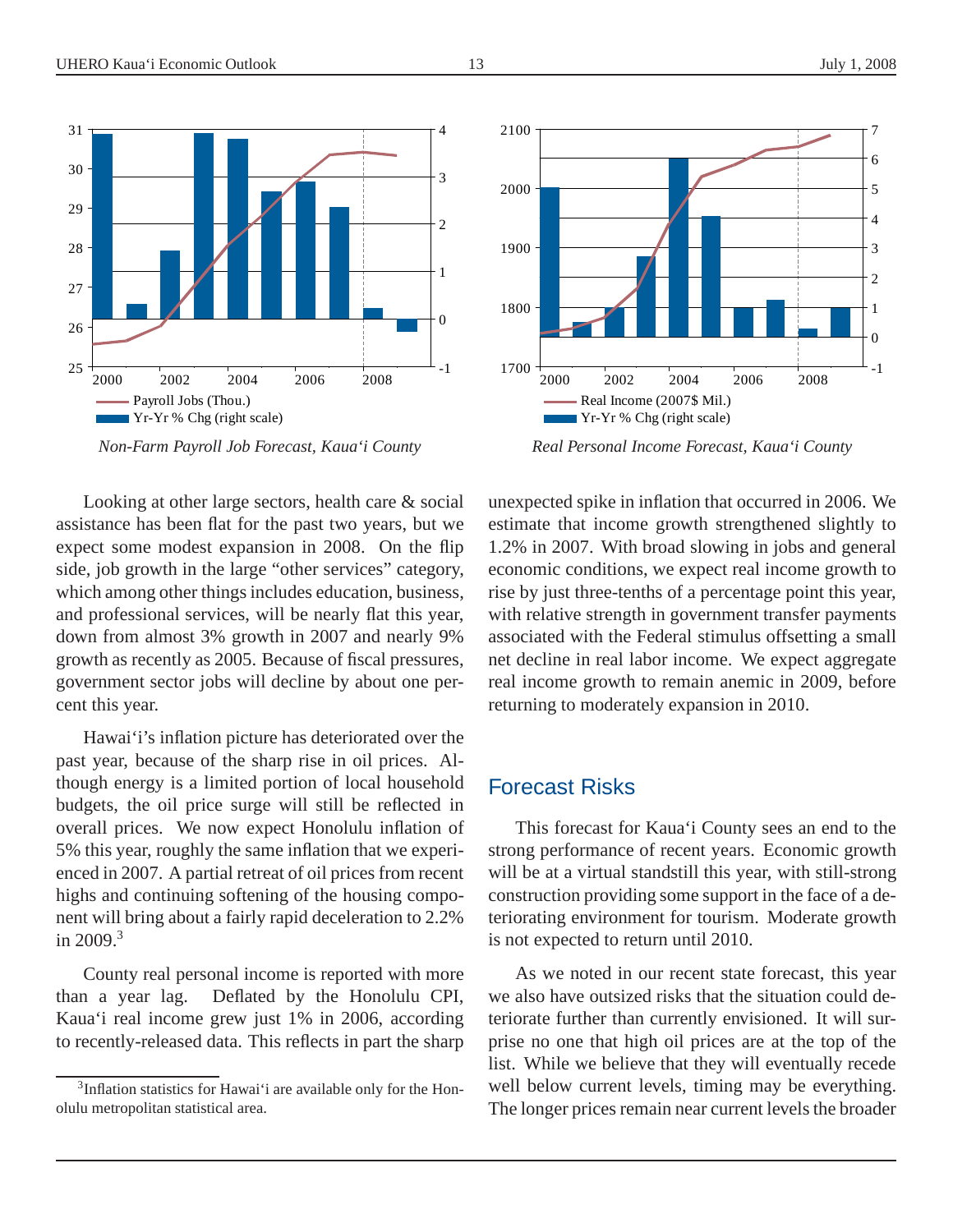*Non-Farm Payroll Job Forecast, Kaua'i County*

*Real Personal Income Forecast, Kaua'i County*

Looking at other large sectors, health care & social assistance has been flat for the past two years, but we expect some modest expansion in 2008. On the flip side, job growth in the large "other services" category, which among other things includes education, business, and professional services, will be nearly flat this year, down from almost 3% growth in 2007 and nearly 9% growth as recently as 2005. Because of fiscal pressures, government sector jobs will decline by about one percent this year.

Hawai'i's inflation picture has deteriorated over the past year, because of the sharp rise in oil prices. Although energy is a limited portion of local household budgets, the oil price surge will still be reflected in overall prices. We now expect Honolulu inflation of 5% this year, roughly the same inflation that we experienced in 2007. A partial retreat of oil prices from recent highs and continuing softening of the housing component will bring about a fairly rapid deceleration to 2.2% in 2009.[3]

County real personal income is reported with more than a year lag. Deflated by the Honolulu CPI, Kaua'i real income grew just 1% in 2006, according to recently-released data. This reflects in part the sharp unexpected spike in inflation that occurred in 2006. We estimate that income growth strengthened slightly to 1.2% in 2007. With broad slowing in jobs and general economic conditions, we expect real income growth to rise by just three-tenths of a percentage point this year, with relative strength in government transfer payments associated with the Federal stimulus offsetting a small net decline in real labor income. We expect aggregate real income growth to remain anemic in 2009, before returning to moderately expansion in 2010.

## Forecast Risks

This forecast for Kaua'i County sees an end to the strong performance of recent years. Economic growth will be at a virtual standstill this year, with still-strong construction providing some support in the face of a deteriorating environment for tourism. Moderate growth is not expected to return until 2010.

As we noted in our recent state forecast, this year we also have outsized risks that the situation could deteriorate further than currently envisioned. It will surprise no one that high oil prices are at the top of the list. While we believe that they will eventually recede well below current levels, timing may be everything. The longer prices remain near current levels the broader

[3] Inflation statistics for Hawai'i are available only for the Honolulu metropolitan statistical area.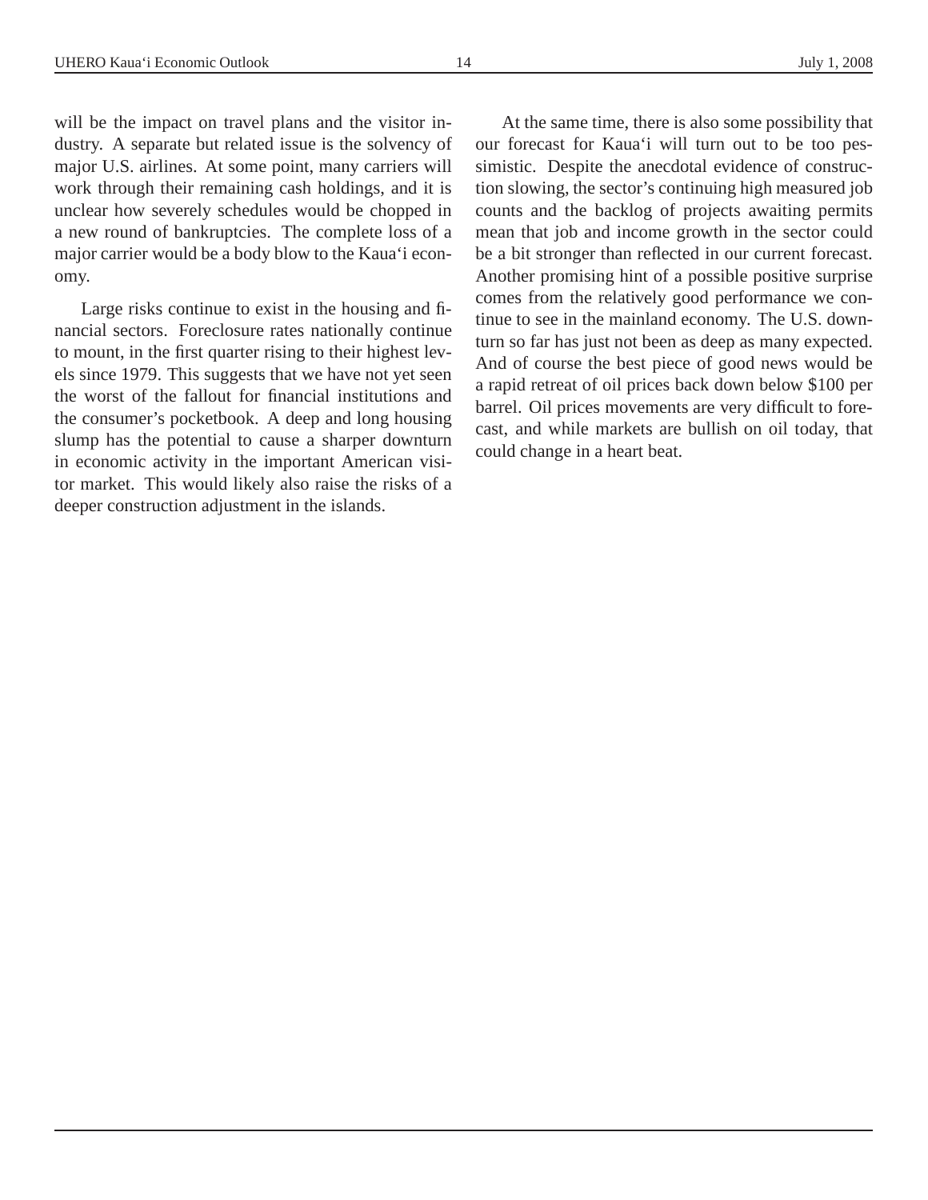will be the impact on travel plans and the visitor industry. A separate but related issue is the solvency of major U.S. airlines. At some point, many carriers will work through their remaining cash holdings, and it is unclear how severely schedules would be chopped in a new round of bankruptcies. The complete loss of a major carrier would be a body blow to the Kaua'i economy.

Large risks continue to exist in the housing and financial sectors. Foreclosure rates nationally continue to mount, in the first quarter rising to their highest levels since 1979. This suggests that we have not yet seen the worst of the fallout for financial institutions and the consumer's pocketbook. A deep and long housing slump has the potential to cause a sharper downturn in economic activity in the important American visitor market. This would likely also raise the risks of a deeper construction adjustment in the islands.

At the same time, there is also some possibility that our forecast for Kaua'i will turn out to be too pessimistic. Despite the anecdotal evidence of construction slowing, the sector's continuing high measured job counts and the backlog of projects awaiting permits mean that job and income growth in the sector could be a bit stronger than reflected in our current forecast. Another promising hint of a possible positive surprise comes from the relatively good performance we continue to see in the mainland economy. The U.S. downturn so far has just not been as deep as many expected. And of course the best piece of good news would be a rapid retreat of oil prices back down below $100 per barrel. Oil prices movements are very difficult to forecast, and while markets are bullish on oil today, that could change in a heart beat.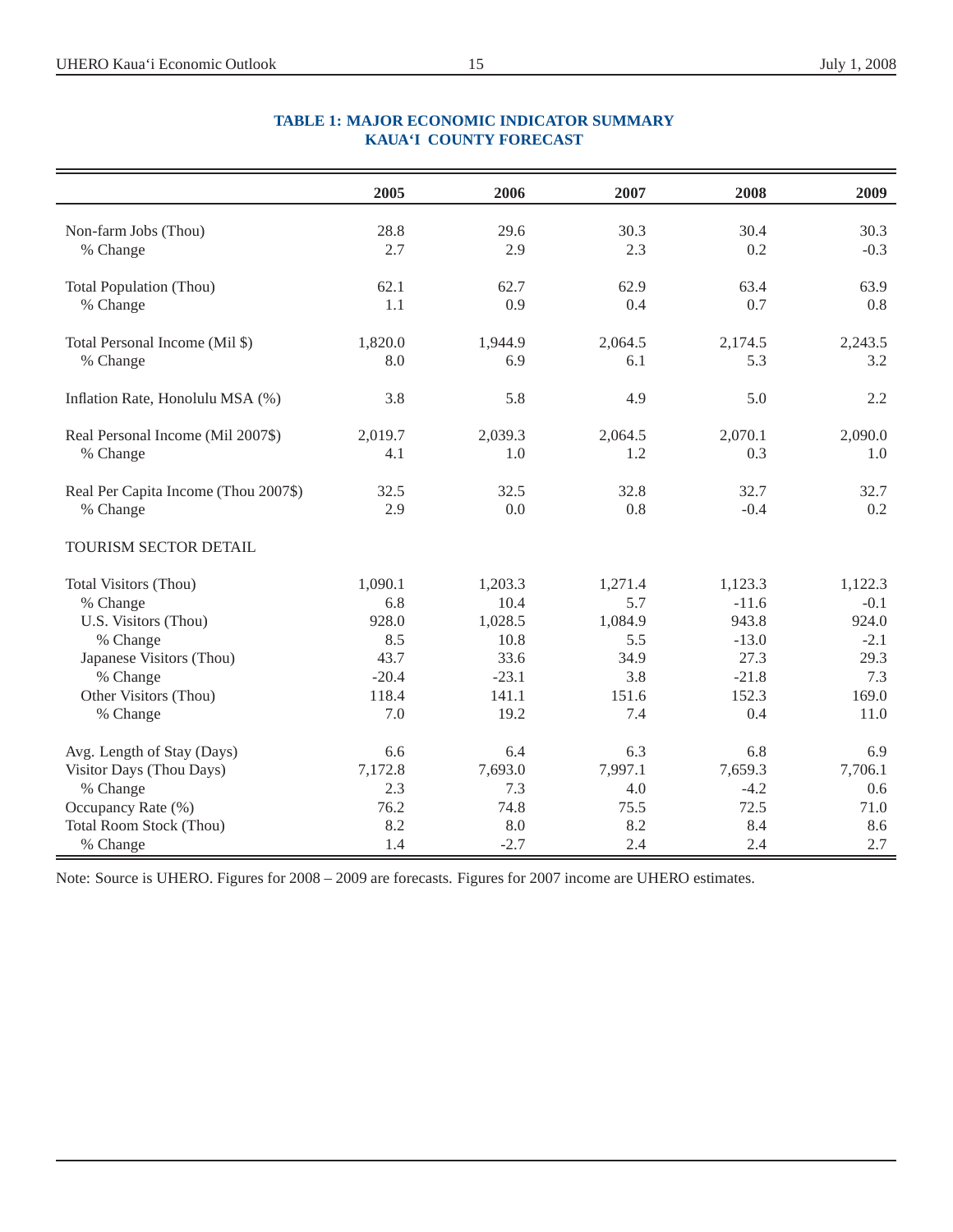## TABLE 1: MAJOR ECONOMIC INDICATOR SUMMARY
## KAUA'I COUNTY FORECAST

| | 2005 | 2006 | 2007 | 2008 | 2009 |
|---|---|---|---|---|---|
| Non-farm Jobs (Thou) | 28.8 | 29.6 | 30.3 | 30.4 | 30.3 |
| % Change | 2.7 | 2.9 | 2.3 | 0.2 | -0.3 |
| Total Population (Thou) | 62.1 | 62.7 | 62.9 | 63.4 | 63.9 |
| % Change | 1.1 | 0.9 | 0.4 | 0.7 | 0.8 |
| Total Personal Income (Mil $) | 1,820.0 | 1,944.9 | 2,064.5 | 2,174.5 | 2,243.5 |
| % Change | 8.0 | 6.9 | 6.1 | 5.3 | 3.2 |
| Inflation Rate, Honolulu MSA (%) | 3.8 | 5.8 | 4.9 | 5.0 | 2.2 |
| Real Personal Income (Mil 2007$) | 2,019.7 | 2,039.3 | 2,064.5 | 2,070.1 | 2,090.0 |
| % Change | 4.1 | 1.0 | 1.2 | 0.3 | 1.0 |
| Real Per Capita Income (Thou 2007$) | 32.5 | 32.5 | 32.8 | 32.7 | 32.7 |
| % Change | 2.9 | 0.0 | 0.8 | -0.4 | 0.2 |
| TOURISM SECTOR DETAIL | | | | | |
| Total Visitors (Thou) | 1,090.1 | 1,203.3 | 1,271.4 | 1,123.3 | 1,122.3 |
| % Change | 6.8 | 10.4 | 5.7 | -11.6 | -0.1 |
| U.S. Visitors (Thou) | 928.0 | 1,028.5 | 1,084.9 | 943.8 | 924.0 |
| % Change | 8.5 | 10.8 | 5.5 | -13.0 | -2.1 |
| Japanese Visitors (Thou) | 43.7 | 33.6 | 34.9 | 27.3 | 29.3 |
| % Change | -20.4 | -23.1 | 3.8 | -21.8 | 7.3 |
| Other Visitors (Thou) | 118.4 | 141.1 | 151.6 | 152.3 | 169.0 |
| % Change | 7.0 | 19.2 | 7.4 | 0.4 | 11.0 |
| Avg. Length of Stay (Days) | 6.6 | 6.4 | 6.3 | 6.8 | 6.9 |
| Visitor Days (Thou Days) | 7,172.8 | 7,693.0 | 7,997.1 | 7,659.3 | 7,706.1 |
| % Change | 2.3 | 7.3 | 4.0 | -4.2 | 0.6 |
| Occupancy Rate (%) | 76.2 | 74.8 | 75.5 | 72.5 | 71.0 |
| Total Room Stock (Thou) | 8.2 | 8.0 | 8.2 | 8.4 | 8.6 |
| % Change | 1.4 | -2.7 | 2.4 | 2.4 | 2.7 |

Note: Source is UHERO. Figures for 2008 – 2009 are forecasts. Figures for 2007 income are UHERO estimates.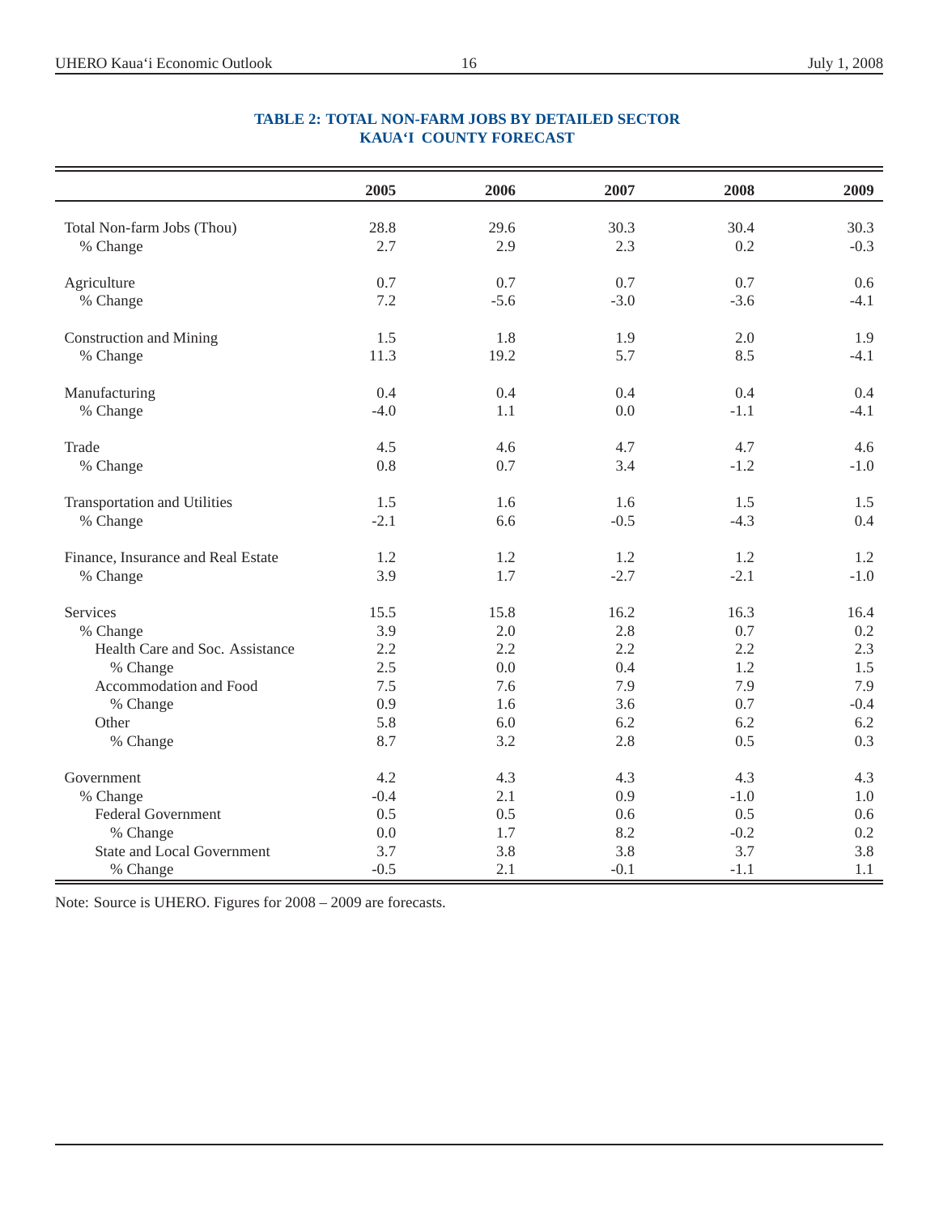**TABLE 2: TOTAL NON-FARM JOBS BY DETAILED SECTOR**
**KAUA'I COUNTY FORECAST**

| | 2005 | 2006 | 2007 | 2008 | 2009 |
|---|---|---|---|---|---|
| Total Non-farm Jobs (Thou) | 28.8 | 29.6 | 30.3 | 30.4 | 30.3 |
| % Change | 2.7 | 2.9 | 2.3 | 0.2 | -0.3 |
| Agriculture | 0.7 | 0.7 | 0.7 | 0.7 | 0.6 |
| % Change | 7.2 | -5.6 | -3.0 | -3.6 | -4.1 |
| Construction and Mining | 1.5 | 1.8 | 1.9 | 2.0 | 1.9 |
| % Change | 11.3 | 19.2 | 5.7 | 8.5 | -4.1 |
| Manufacturing | 0.4 | 0.4 | 0.4 | 0.4 | 0.4 |
| % Change | -4.0 | 1.1 | 0.0 | -1.1 | -4.1 |
| Trade | 4.5 | 4.6 | 4.7 | 4.7 | 4.6 |
| % Change | 0.8 | 0.7 | 3.4 | -1.2 | -1.0 |
| Transportation and Utilities | 1.5 | 1.6 | 1.6 | 1.5 | 1.5 |
| % Change | -2.1 | 6.6 | -0.5 | -4.3 | 0.4 |
| Finance, Insurance and Real Estate | 1.2 | 1.2 | 1.2 | 1.2 | 1.2 |
| % Change | 3.9 | 1.7 | -2.7 | -2.1 | -1.0 |
| Services | 15.5 | 15.8 | 16.2 | 16.3 | 16.4 |
| % Change | 3.9 | 2.0 | 2.8 | 0.7 | 0.2 |
| Health Care and Soc. Assistance | 2.2 | 2.2 | 2.2 | 2.2 | 2.3 |
| % Change | 2.5 | 0.0 | 0.4 | 1.2 | 1.5 |
| Accommodation and Food | 7.5 | 7.6 | 7.9 | 7.9 | 7.9 |
| % Change | 0.9 | 1.6 | 3.6 | 0.7 | -0.4 |
| Other | 5.8 | 6.0 | 6.2 | 6.2 | 6.2 |
| % Change | 8.7 | 3.2 | 2.8 | 0.5 | 0.3 |
| Government | 4.2 | 4.3 | 4.3 | 4.3 | 4.3 |
| % Change | -0.4 | 2.1 | 0.9 | -1.0 | 1.0 |
| Federal Government | 0.5 | 0.5 | 0.6 | 0.5 | 0.6 |
| % Change | 0.0 | 1.7 | 8.2 | -0.2 | 0.2 |
| State and Local Government | 3.7 | 3.8 | 3.8 | 3.7 | 3.8 |
| % Change | -0.5 | 2.1 | -0.1 | -1.1 | 1.1 |

Note: Source is UHERO. Figures for 2008 – 2009 are forecasts.